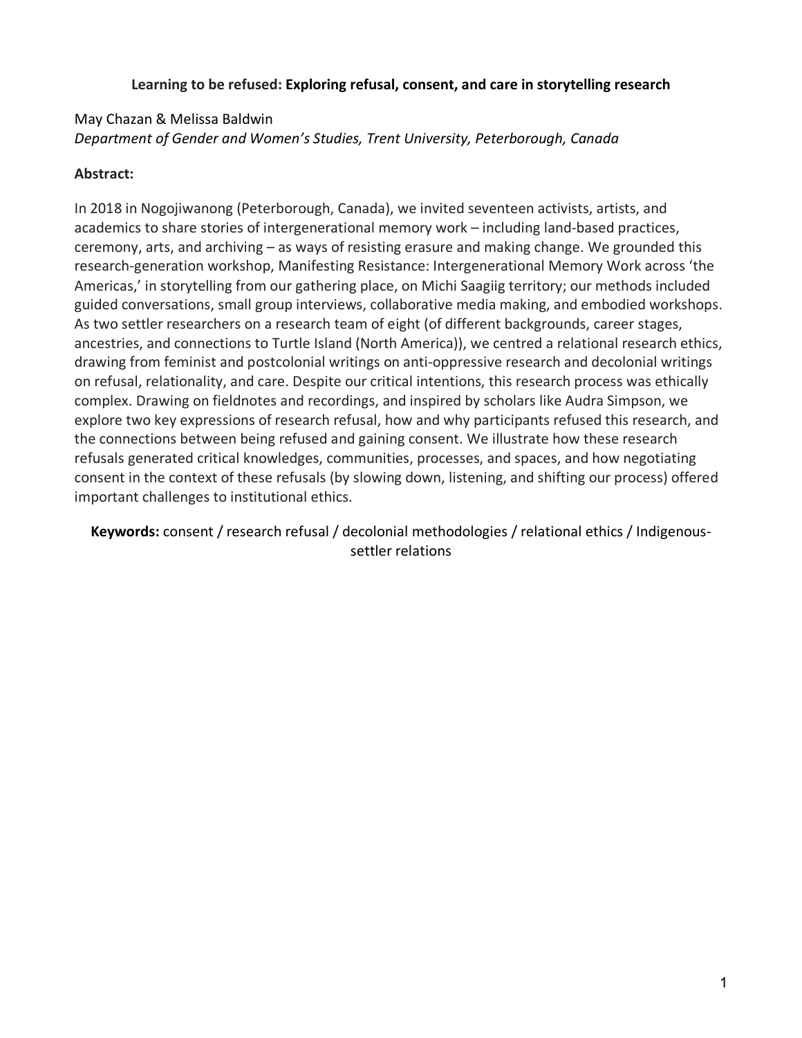# Learning to be refused: Exploring refusal, consent, and care in storytelling research

May Chazan & Melissa Baldwin

*Department of Gender and Women's Studies, Trent University, Peterborough, Canada*

**Abstract:**

In 2018 in Nogojiwanong (Peterborough, Canada), we invited seventeen activists, artists, and academics to share stories of intergenerational memory work – including land-based practices, ceremony, arts, and archiving – as ways of resisting erasure and making change. We grounded this research-generation workshop, Manifesting Resistance: Intergenerational Memory Work across 'the Americas,' in storytelling from our gathering place, on Michi Saagiig territory; our methods included guided conversations, small group interviews, collaborative media making, and embodied workshops. As two settler researchers on a research team of eight (of different backgrounds, career stages, ancestries, and connections to Turtle Island (North America)), we centred a relational research ethics, drawing from feminist and postcolonial writings on anti-oppressive research and decolonial writings on refusal, relationality, and care. Despite our critical intentions, this research process was ethically complex. Drawing on fieldnotes and recordings, and inspired by scholars like Audra Simpson, we explore two key expressions of research refusal, how and why participants refused this research, and the connections between being refused and gaining consent. We illustrate how these research refusals generated critical knowledges, communities, processes, and spaces, and how negotiating consent in the context of these refusals (by slowing down, listening, and shifting our process) offered important challenges to institutional ethics.

**Keywords:** consent / research refusal / decolonial methodologies / relational ethics / Indigenous-settler relations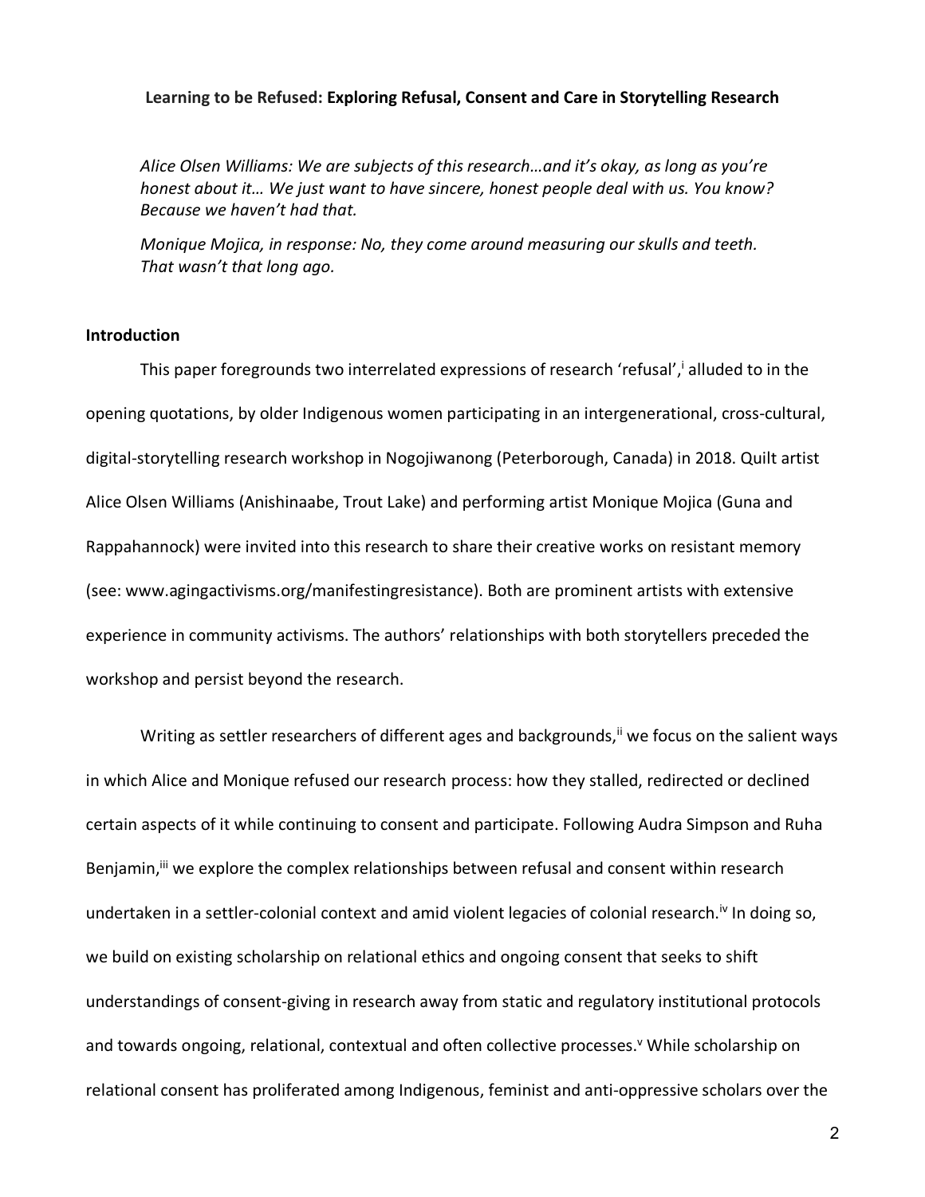**Learning to be Refused: Exploring Refusal, Consent and Care in Storytelling Research**

*Alice Olsen Williams: We are subjects of this research…and it's okay, as long as you're honest about it… We just want to have sincere, honest people deal with us. You know? Because we haven't had that.*

*Monique Mojica, in response: No, they come around measuring our skulls and teeth. That wasn't that long ago.*

## Introduction

This paper foregrounds two interrelated expressions of research 'refusal',[i] alluded to in the opening quotations, by older Indigenous women participating in an intergenerational, cross-cultural, digital-storytelling research workshop in Nogojiwanong (Peterborough, Canada) in 2018. Quilt artist Alice Olsen Williams (Anishinaabe, Trout Lake) and performing artist Monique Mojica (Guna and Rappahannock) were invited into this research to share their creative works on resistant memory (see: www.agingactivisms.org/manifestingresistance). Both are prominent artists with extensive experience in community activisms. The authors' relationships with both storytellers preceded the workshop and persist beyond the research.

Writing as settler researchers of different ages and backgrounds,[ii] we focus on the salient ways in which Alice and Monique refused our research process: how they stalled, redirected or declined certain aspects of it while continuing to consent and participate. Following Audra Simpson and Ruha Benjamin,[iii] we explore the complex relationships between refusal and consent within research undertaken in a settler-colonial context and amid violent legacies of colonial research.[iv] In doing so, we build on existing scholarship on relational ethics and ongoing consent that seeks to shift understandings of consent-giving in research away from static and regulatory institutional protocols and towards ongoing, relational, contextual and often collective processes.[v] While scholarship on relational consent has proliferated among Indigenous, feminist and anti-oppressive scholars over the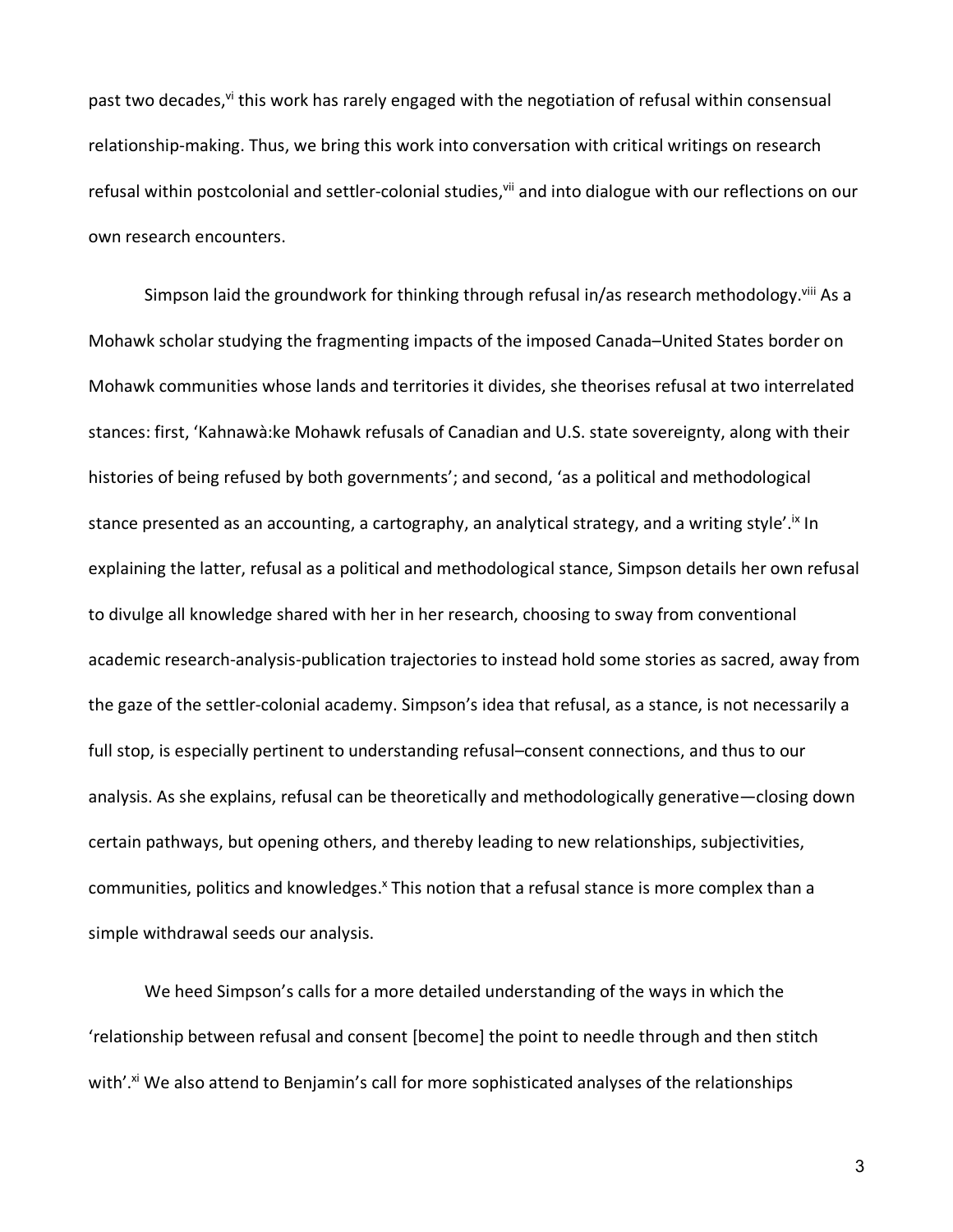past two decades,[vi] this work has rarely engaged with the negotiation of refusal within consensual relationship-making. Thus, we bring this work into conversation with critical writings on research refusal within postcolonial and settler-colonial studies,[vii] and into dialogue with our reflections on our own research encounters.

Simpson laid the groundwork for thinking through refusal in/as research methodology.[viii] As a Mohawk scholar studying the fragmenting impacts of the imposed Canada–United States border on Mohawk communities whose lands and territories it divides, she theorises refusal at two interrelated stances: first, 'Kahnawà:ke Mohawk refusals of Canadian and U.S. state sovereignty, along with their histories of being refused by both governments'; and second, 'as a political and methodological stance presented as an accounting, a cartography, an analytical strategy, and a writing style'.[ix] In explaining the latter, refusal as a political and methodological stance, Simpson details her own refusal to divulge all knowledge shared with her in her research, choosing to sway from conventional academic research-analysis-publication trajectories to instead hold some stories as sacred, away from the gaze of the settler-colonial academy. Simpson's idea that refusal, as a stance, is not necessarily a full stop, is especially pertinent to understanding refusal–consent connections, and thus to our analysis. As she explains, refusal can be theoretically and methodologically generative—closing down certain pathways, but opening others, and thereby leading to new relationships, subjectivities, communities, politics and knowledges.[x] This notion that a refusal stance is more complex than a simple withdrawal seeds our analysis.

We heed Simpson's calls for a more detailed understanding of the ways in which the 'relationship between refusal and consent [become] the point to needle through and then stitch with'.[xi] We also attend to Benjamin's call for more sophisticated analyses of the relationships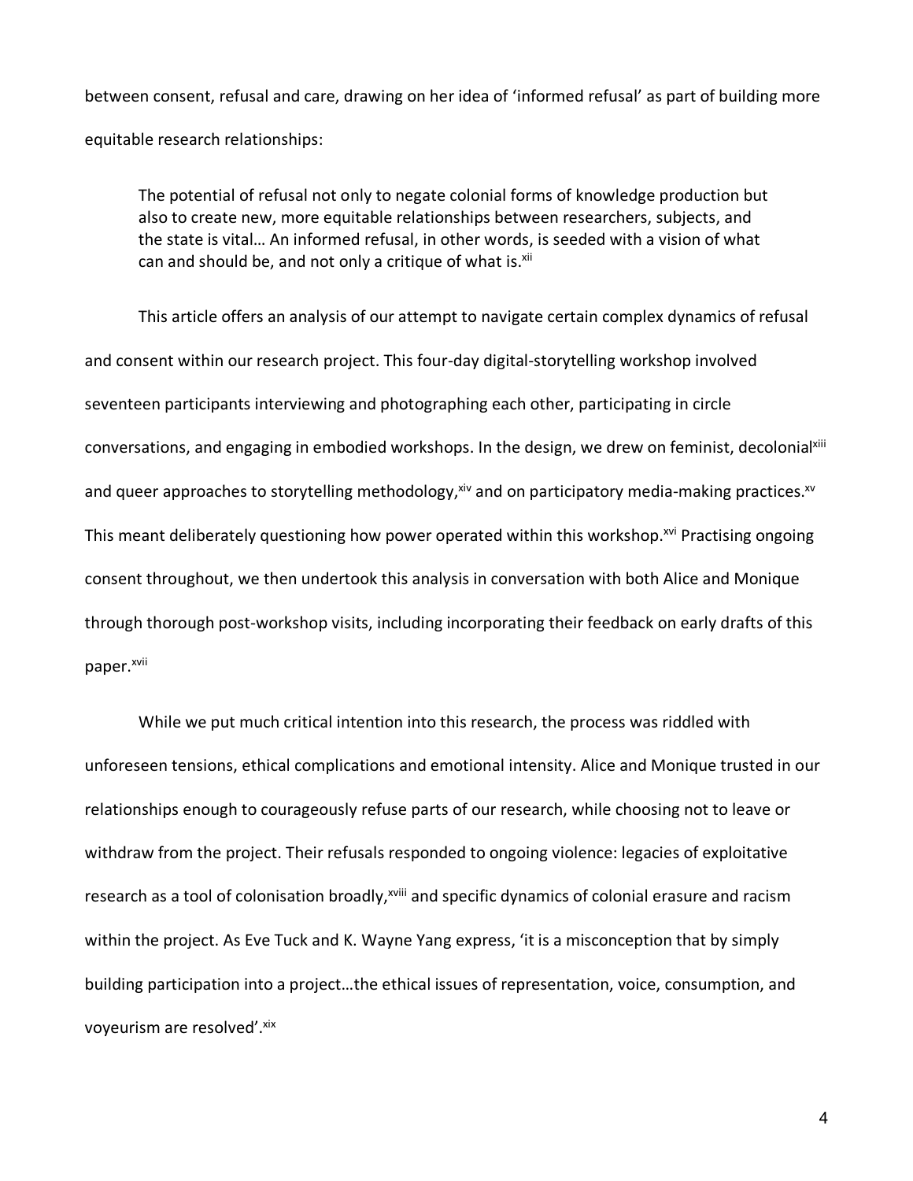between consent, refusal and care, drawing on her idea of 'informed refusal' as part of building more equitable research relationships:

> The potential of refusal not only to negate colonial forms of knowledge production but also to create new, more equitable relationships between researchers, subjects, and the state is vital… An informed refusal, in other words, is seeded with a vision of what can and should be, and not only a critique of what is.[xii]

This article offers an analysis of our attempt to navigate certain complex dynamics of refusal and consent within our research project. This four-day digital-storytelling workshop involved seventeen participants interviewing and photographing each other, participating in circle conversations, and engaging in embodied workshops. In the design, we drew on feminist, decolonial[xiii] and queer approaches to storytelling methodology,[xiv] and on participatory media-making practices.[xv] This meant deliberately questioning how power operated within this workshop.[xvi] Practising ongoing consent throughout, we then undertook this analysis in conversation with both Alice and Monique through thorough post-workshop visits, including incorporating their feedback on early drafts of this paper.[xvii]

While we put much critical intention into this research, the process was riddled with unforeseen tensions, ethical complications and emotional intensity. Alice and Monique trusted in our relationships enough to courageously refuse parts of our research, while choosing not to leave or withdraw from the project. Their refusals responded to ongoing violence: legacies of exploitative research as a tool of colonisation broadly,[xviii] and specific dynamics of colonial erasure and racism within the project. As Eve Tuck and K. Wayne Yang express, 'it is a misconception that by simply building participation into a project…the ethical issues of representation, voice, consumption, and voyeurism are resolved'.[xix]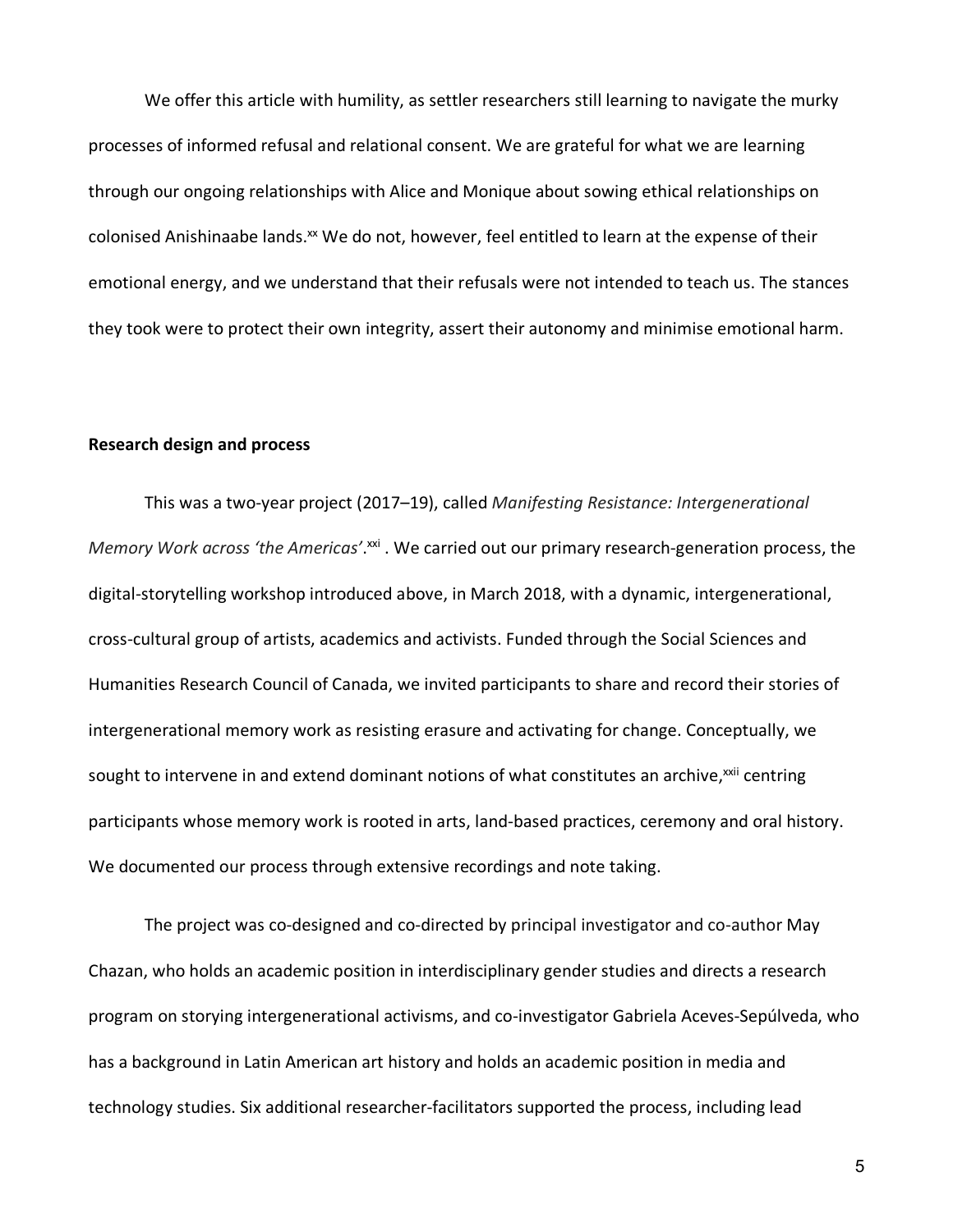We offer this article with humility, as settler researchers still learning to navigate the murky processes of informed refusal and relational consent. We are grateful for what we are learning through our ongoing relationships with Alice and Monique about sowing ethical relationships on colonised Anishinaabe lands.[xx] We do not, however, feel entitled to learn at the expense of their emotional energy, and we understand that their refusals were not intended to teach us. The stances they took were to protect their own integrity, assert their autonomy and minimise emotional harm.

**Research design and process**

This was a two-year project (2017–19), called *Manifesting Resistance: Intergenerational Memory Work across 'the Americas'*.[xxi] . We carried out our primary research-generation process, the digital-storytelling workshop introduced above, in March 2018, with a dynamic, intergenerational, cross-cultural group of artists, academics and activists. Funded through the Social Sciences and Humanities Research Council of Canada, we invited participants to share and record their stories of intergenerational memory work as resisting erasure and activating for change. Conceptually, we sought to intervene in and extend dominant notions of what constitutes an archive,[xxii] centring participants whose memory work is rooted in arts, land-based practices, ceremony and oral history. We documented our process through extensive recordings and note taking.

The project was co-designed and co-directed by principal investigator and co-author May Chazan, who holds an academic position in interdisciplinary gender studies and directs a research program on storying intergenerational activisms, and co-investigator Gabriela Aceves-Sepúlveda, who has a background in Latin American art history and holds an academic position in media and technology studies. Six additional researcher-facilitators supported the process, including lead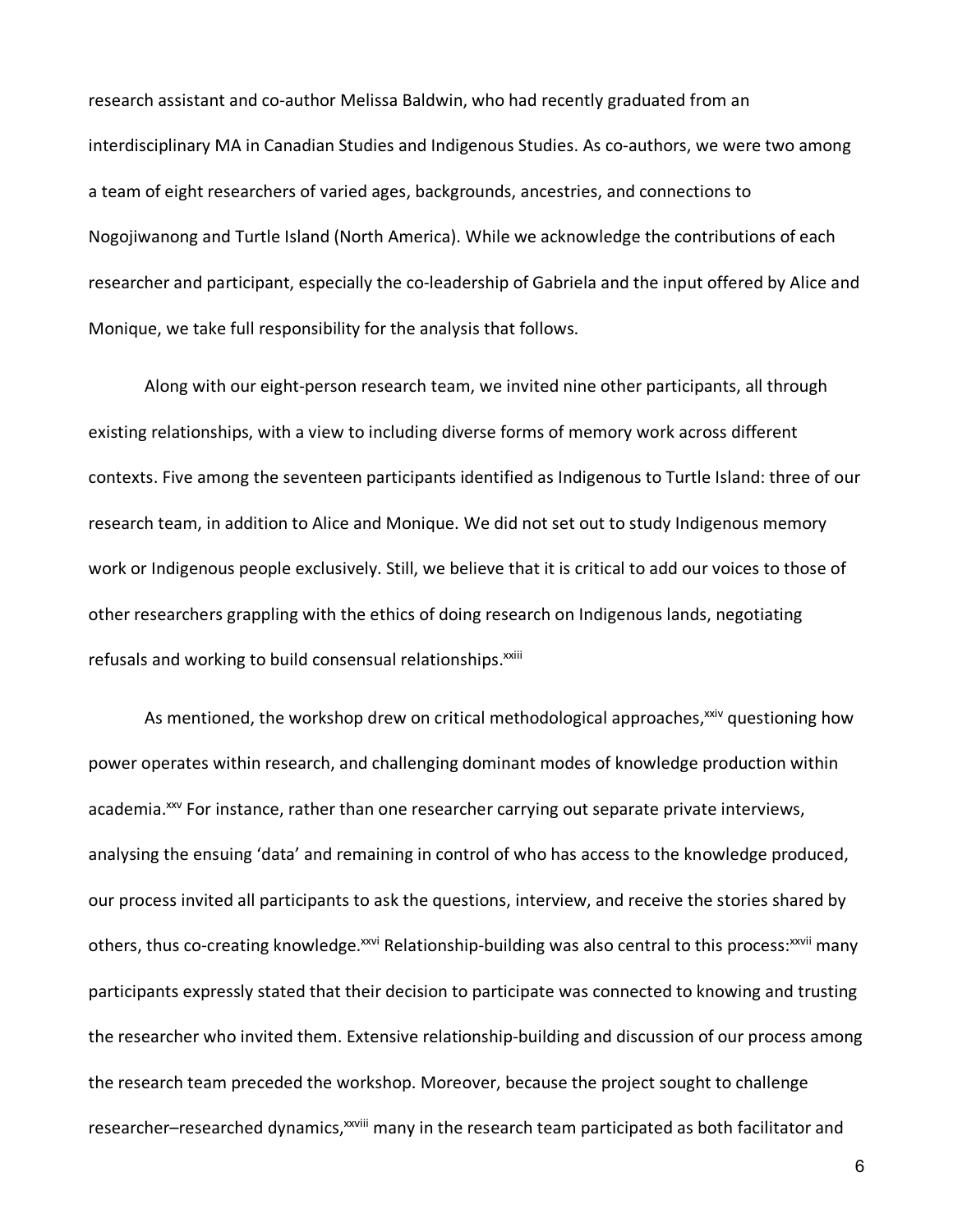research assistant and co-author Melissa Baldwin, who had recently graduated from an interdisciplinary MA in Canadian Studies and Indigenous Studies. As co-authors, we were two among a team of eight researchers of varied ages, backgrounds, ancestries, and connections to Nogojiwanong and Turtle Island (North America). While we acknowledge the contributions of each researcher and participant, especially the co-leadership of Gabriela and the input offered by Alice and Monique, we take full responsibility for the analysis that follows.

Along with our eight-person research team, we invited nine other participants, all through existing relationships, with a view to including diverse forms of memory work across different contexts. Five among the seventeen participants identified as Indigenous to Turtle Island: three of our research team, in addition to Alice and Monique. We did not set out to study Indigenous memory work or Indigenous people exclusively. Still, we believe that it is critical to add our voices to those of other researchers grappling with the ethics of doing research on Indigenous lands, negotiating refusals and working to build consensual relationships.[xxiii]

As mentioned, the workshop drew on critical methodological approaches,[xxiv] questioning how power operates within research, and challenging dominant modes of knowledge production within academia.[xxv] For instance, rather than one researcher carrying out separate private interviews, analysing the ensuing 'data' and remaining in control of who has access to the knowledge produced, our process invited all participants to ask the questions, interview, and receive the stories shared by others, thus co-creating knowledge.[xxvi] Relationship-building was also central to this process:[xxvii] many participants expressly stated that their decision to participate was connected to knowing and trusting the researcher who invited them. Extensive relationship-building and discussion of our process among the research team preceded the workshop. Moreover, because the project sought to challenge researcher–researched dynamics,[xxviii] many in the research team participated as both facilitator and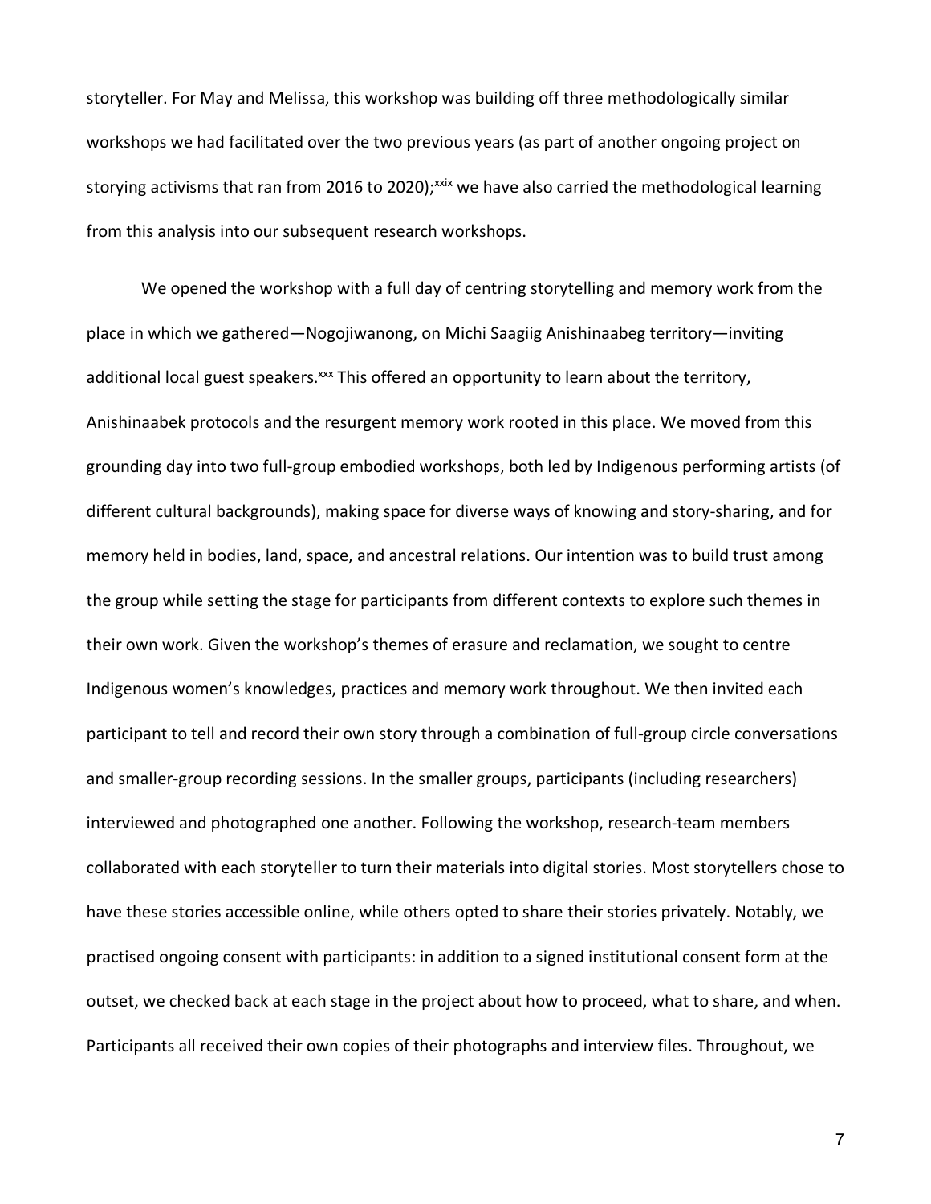storyteller. For May and Melissa, this workshop was building off three methodologically similar workshops we had facilitated over the two previous years (as part of another ongoing project on storying activisms that ran from 2016 to 2020);[xxix] we have also carried the methodological learning from this analysis into our subsequent research workshops.

We opened the workshop with a full day of centring storytelling and memory work from the place in which we gathered—Nogojiwanong, on Michi Saagiig Anishinaabeg territory—inviting additional local guest speakers.[xxx] This offered an opportunity to learn about the territory, Anishinaabek protocols and the resurgent memory work rooted in this place. We moved from this grounding day into two full-group embodied workshops, both led by Indigenous performing artists (of different cultural backgrounds), making space for diverse ways of knowing and story-sharing, and for memory held in bodies, land, space, and ancestral relations. Our intention was to build trust among the group while setting the stage for participants from different contexts to explore such themes in their own work. Given the workshop's themes of erasure and reclamation, we sought to centre Indigenous women's knowledges, practices and memory work throughout. We then invited each participant to tell and record their own story through a combination of full-group circle conversations and smaller-group recording sessions. In the smaller groups, participants (including researchers) interviewed and photographed one another. Following the workshop, research-team members collaborated with each storyteller to turn their materials into digital stories. Most storytellers chose to have these stories accessible online, while others opted to share their stories privately. Notably, we practised ongoing consent with participants: in addition to a signed institutional consent form at the outset, we checked back at each stage in the project about how to proceed, what to share, and when. Participants all received their own copies of their photographs and interview files. Throughout, we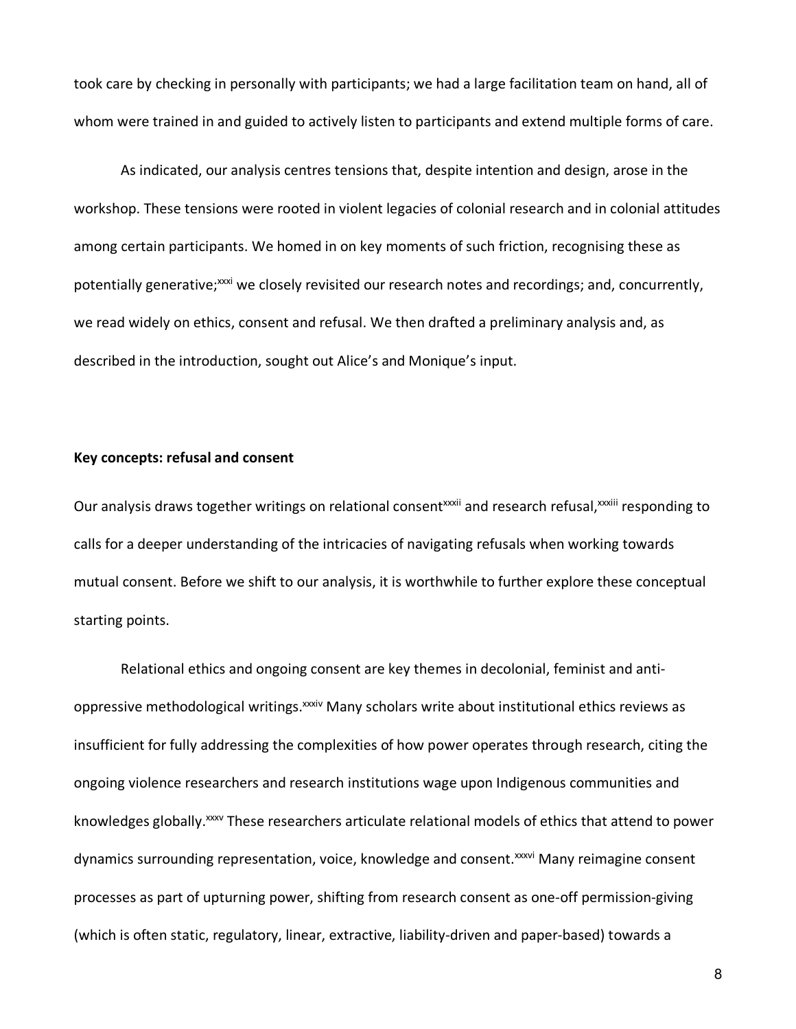took care by checking in personally with participants; we had a large facilitation team on hand, all of whom were trained in and guided to actively listen to participants and extend multiple forms of care.

As indicated, our analysis centres tensions that, despite intention and design, arose in the workshop. These tensions were rooted in violent legacies of colonial research and in colonial attitudes among certain participants. We homed in on key moments of such friction, recognising these as potentially generative;[xxxi] we closely revisited our research notes and recordings; and, concurrently, we read widely on ethics, consent and refusal. We then drafted a preliminary analysis and, as described in the introduction, sought out Alice's and Monique's input.

**Key concepts: refusal and consent**

Our analysis draws together writings on relational consent[xxxii] and research refusal,[xxxiii] responding to calls for a deeper understanding of the intricacies of navigating refusals when working towards mutual consent. Before we shift to our analysis, it is worthwhile to further explore these conceptual starting points.

Relational ethics and ongoing consent are key themes in decolonial, feminist and anti-oppressive methodological writings.[xxxiv] Many scholars write about institutional ethics reviews as insufficient for fully addressing the complexities of how power operates through research, citing the ongoing violence researchers and research institutions wage upon Indigenous communities and knowledges globally.[xxxv] These researchers articulate relational models of ethics that attend to power dynamics surrounding representation, voice, knowledge and consent.[xxxvi] Many reimagine consent processes as part of upturning power, shifting from research consent as one-off permission-giving (which is often static, regulatory, linear, extractive, liability-driven and paper-based) towards a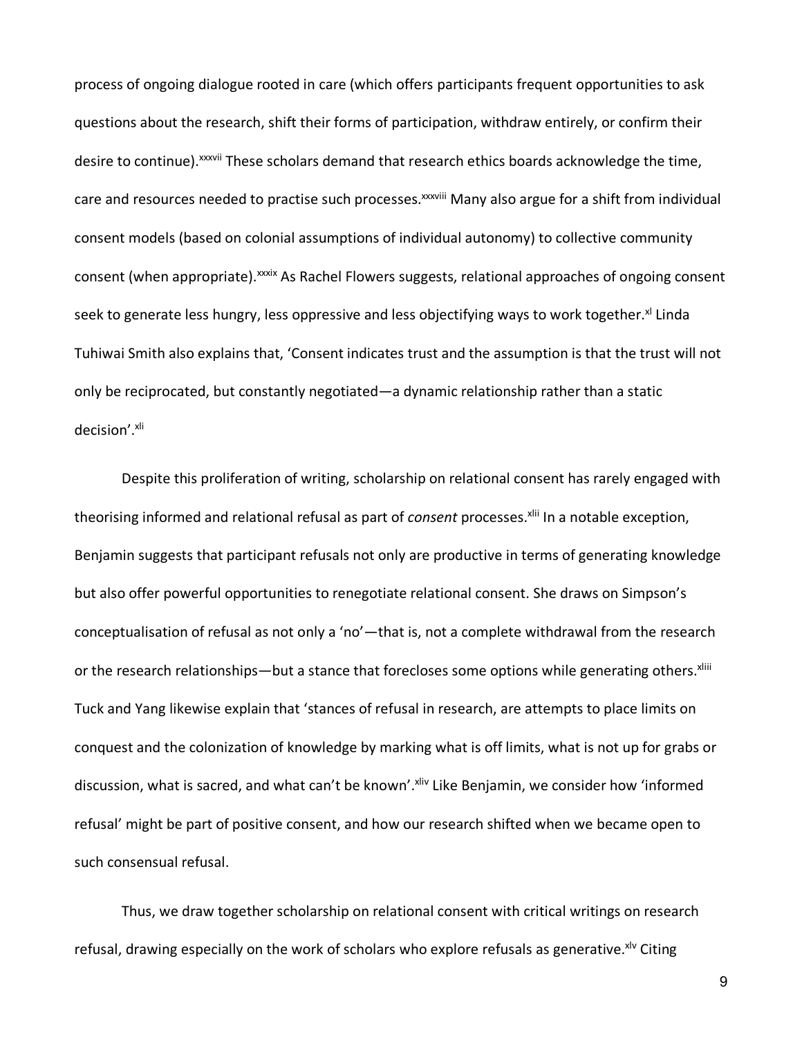process of ongoing dialogue rooted in care (which offers participants frequent opportunities to ask questions about the research, shift their forms of participation, withdraw entirely, or confirm their desire to continue).[xxxvii] These scholars demand that research ethics boards acknowledge the time, care and resources needed to practise such processes.[xxxviii] Many also argue for a shift from individual consent models (based on colonial assumptions of individual autonomy) to collective community consent (when appropriate).[xxxix] As Rachel Flowers suggests, relational approaches of ongoing consent seek to generate less hungry, less oppressive and less objectifying ways to work together.[xl] Linda Tuhiwai Smith also explains that, 'Consent indicates trust and the assumption is that the trust will not only be reciprocated, but constantly negotiated—a dynamic relationship rather than a static decision'.[xli]

Despite this proliferation of writing, scholarship on relational consent has rarely engaged with theorising informed and relational refusal as part of *consent* processes.[xlii] In a notable exception, Benjamin suggests that participant refusals not only are productive in terms of generating knowledge but also offer powerful opportunities to renegotiate relational consent. She draws on Simpson's conceptualisation of refusal as not only a 'no'—that is, not a complete withdrawal from the research or the research relationships—but a stance that forecloses some options while generating others.[xliii] Tuck and Yang likewise explain that 'stances of refusal in research, are attempts to place limits on conquest and the colonization of knowledge by marking what is off limits, what is not up for grabs or discussion, what is sacred, and what can't be known'.[xliv] Like Benjamin, we consider how 'informed refusal' might be part of positive consent, and how our research shifted when we became open to such consensual refusal.

Thus, we draw together scholarship on relational consent with critical writings on research refusal, drawing especially on the work of scholars who explore refusals as generative.[xlv] Citing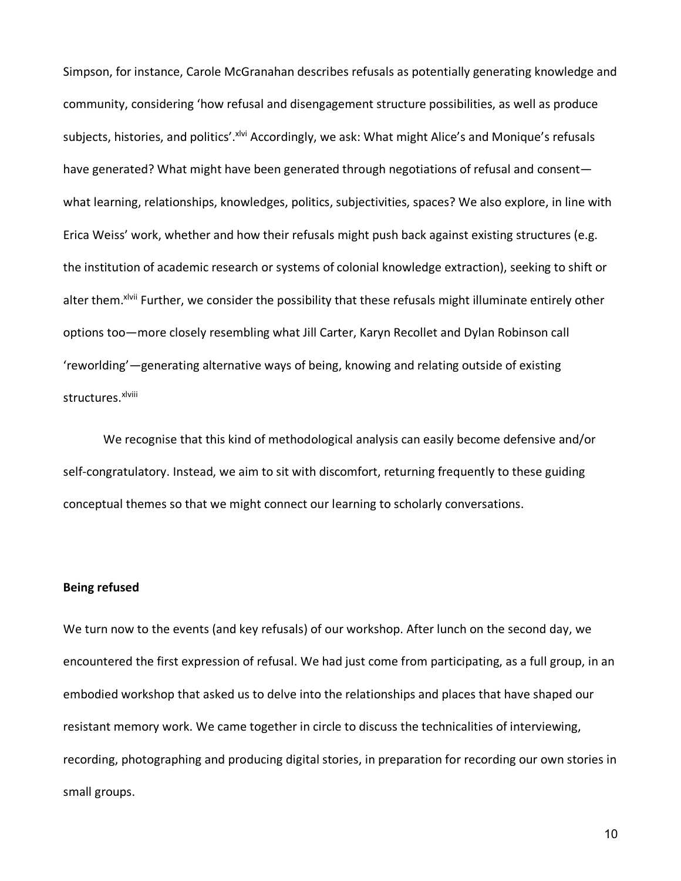Simpson, for instance, Carole McGranahan describes refusals as potentially generating knowledge and community, considering 'how refusal and disengagement structure possibilities, as well as produce subjects, histories, and politics'.[xlvi] Accordingly, we ask: What might Alice's and Monique's refusals have generated? What might have been generated through negotiations of refusal and consent—what learning, relationships, knowledges, politics, subjectivities, spaces? We also explore, in line with Erica Weiss' work, whether and how their refusals might push back against existing structures (e.g. the institution of academic research or systems of colonial knowledge extraction), seeking to shift or alter them.[xlvii] Further, we consider the possibility that these refusals might illuminate entirely other options too—more closely resembling what Jill Carter, Karyn Recollet and Dylan Robinson call 'reworlding'—generating alternative ways of being, knowing and relating outside of existing structures.[xlviii]

We recognise that this kind of methodological analysis can easily become defensive and/or self-congratulatory. Instead, we aim to sit with discomfort, returning frequently to these guiding conceptual themes so that we might connect our learning to scholarly conversations.

**Being refused**

We turn now to the events (and key refusals) of our workshop. After lunch on the second day, we encountered the first expression of refusal. We had just come from participating, as a full group, in an embodied workshop that asked us to delve into the relationships and places that have shaped our resistant memory work. We came together in circle to discuss the technicalities of interviewing, recording, photographing and producing digital stories, in preparation for recording our own stories in small groups.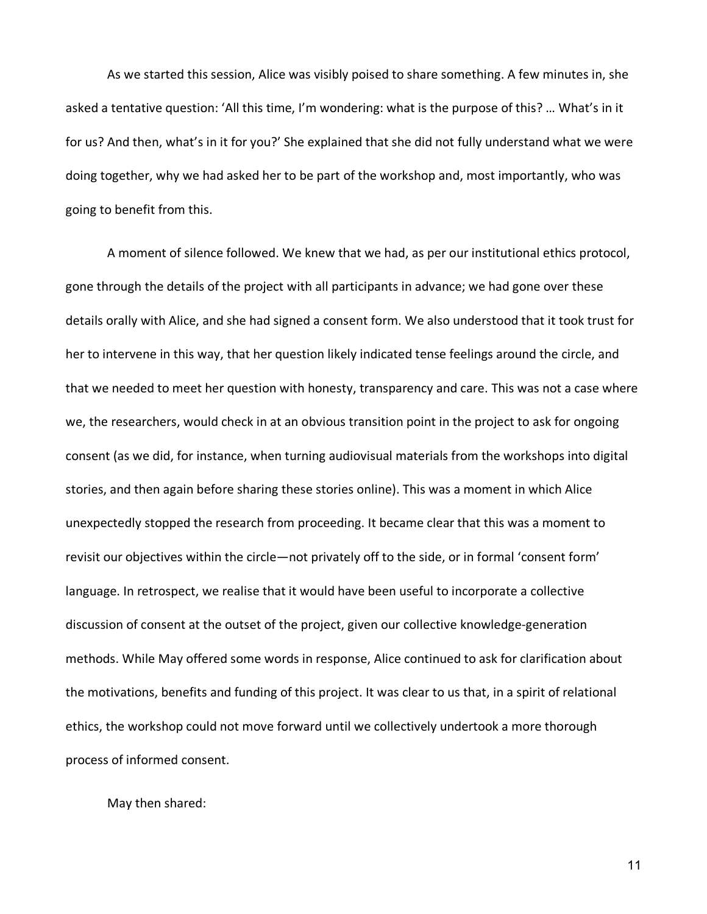As we started this session, Alice was visibly poised to share something. A few minutes in, she asked a tentative question: 'All this time, I'm wondering: what is the purpose of this? … What's in it for us? And then, what's in it for you?' She explained that she did not fully understand what we were doing together, why we had asked her to be part of the workshop and, most importantly, who was going to benefit from this.

A moment of silence followed. We knew that we had, as per our institutional ethics protocol, gone through the details of the project with all participants in advance; we had gone over these details orally with Alice, and she had signed a consent form. We also understood that it took trust for her to intervene in this way, that her question likely indicated tense feelings around the circle, and that we needed to meet her question with honesty, transparency and care. This was not a case where we, the researchers, would check in at an obvious transition point in the project to ask for ongoing consent (as we did, for instance, when turning audiovisual materials from the workshops into digital stories, and then again before sharing these stories online). This was a moment in which Alice unexpectedly stopped the research from proceeding. It became clear that this was a moment to revisit our objectives within the circle—not privately off to the side, or in formal 'consent form' language. In retrospect, we realise that it would have been useful to incorporate a collective discussion of consent at the outset of the project, given our collective knowledge-generation methods. While May offered some words in response, Alice continued to ask for clarification about the motivations, benefits and funding of this project. It was clear to us that, in a spirit of relational ethics, the workshop could not move forward until we collectively undertook a more thorough process of informed consent.

May then shared: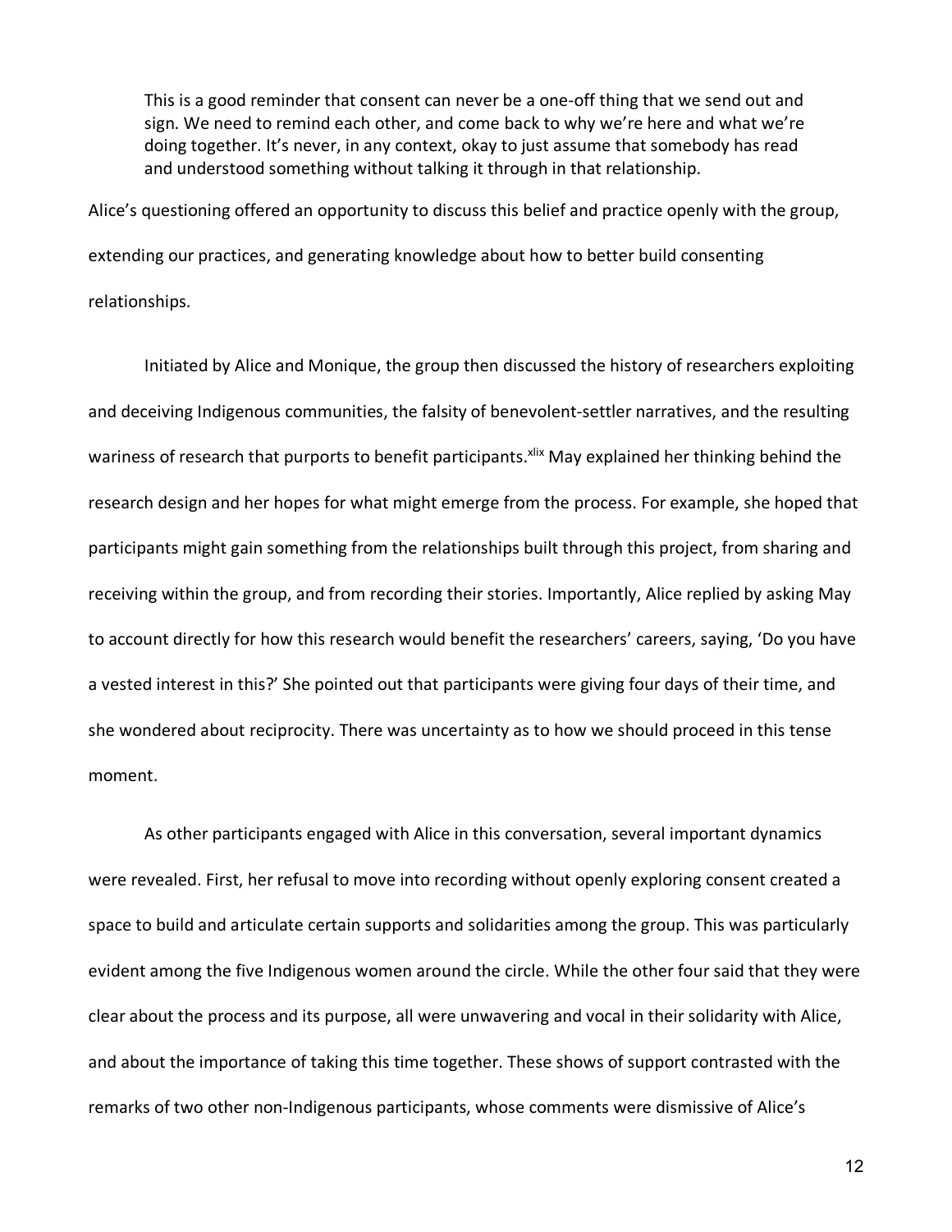> This is a good reminder that consent can never be a one-off thing that we send out and sign. We need to remind each other, and come back to why we're here and what we're doing together. It's never, in any context, okay to just assume that somebody has read and understood something without talking it through in that relationship.

Alice's questioning offered an opportunity to discuss this belief and practice openly with the group, extending our practices, and generating knowledge about how to better build consenting relationships.

Initiated by Alice and Monique, the group then discussed the history of researchers exploiting and deceiving Indigenous communities, the falsity of benevolent-settler narratives, and the resulting wariness of research that purports to benefit participants.[xlix] May explained her thinking behind the research design and her hopes for what might emerge from the process. For example, she hoped that participants might gain something from the relationships built through this project, from sharing and receiving within the group, and from recording their stories. Importantly, Alice replied by asking May to account directly for how this research would benefit the researchers' careers, saying, 'Do you have a vested interest in this?' She pointed out that participants were giving four days of their time, and she wondered about reciprocity. There was uncertainty as to how we should proceed in this tense moment.

As other participants engaged with Alice in this conversation, several important dynamics were revealed. First, her refusal to move into recording without openly exploring consent created a space to build and articulate certain supports and solidarities among the group. This was particularly evident among the five Indigenous women around the circle. While the other four said that they were clear about the process and its purpose, all were unwavering and vocal in their solidarity with Alice, and about the importance of taking this time together. These shows of support contrasted with the remarks of two other non-Indigenous participants, whose comments were dismissive of Alice's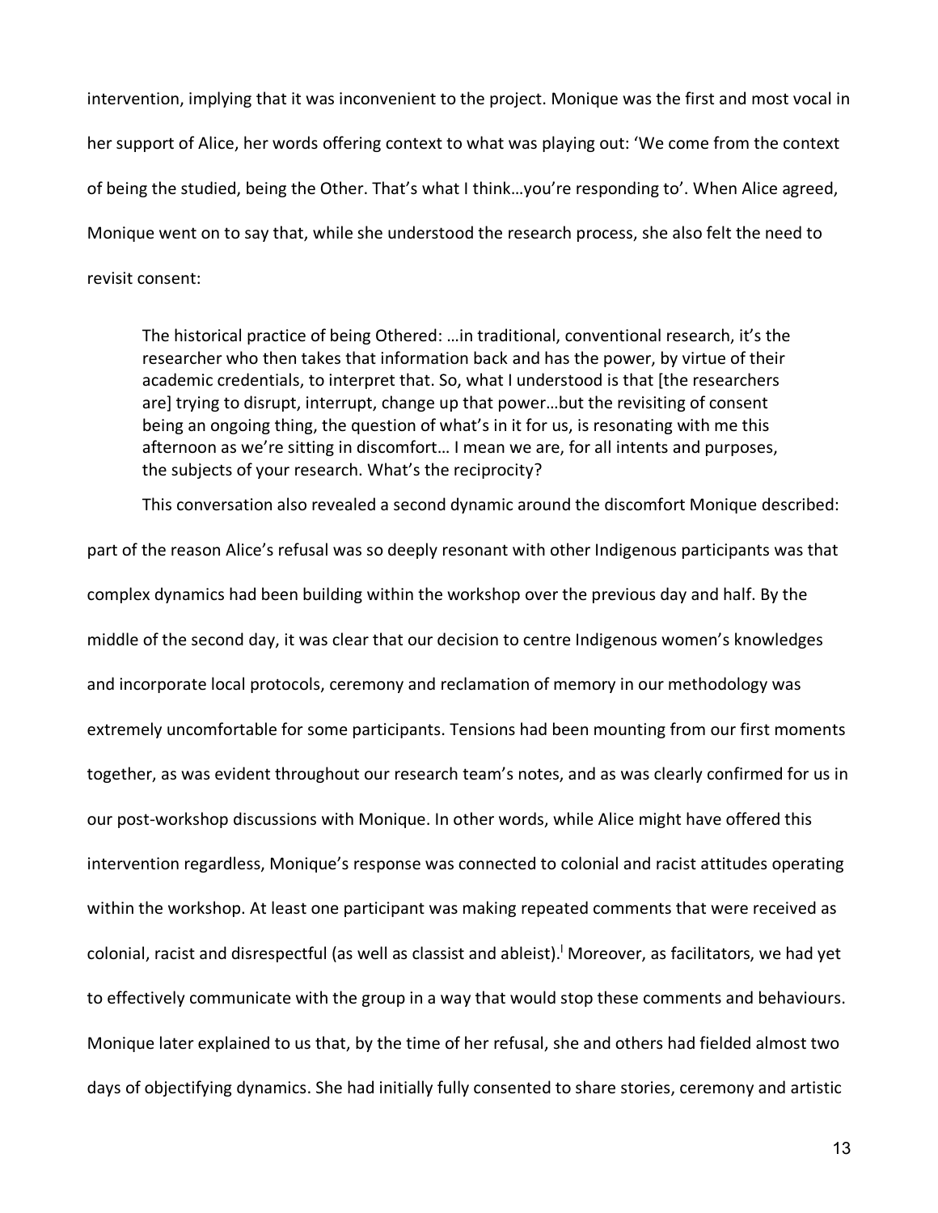intervention, implying that it was inconvenient to the project. Monique was the first and most vocal in her support of Alice, her words offering context to what was playing out: 'We come from the context of being the studied, being the Other. That's what I think…you're responding to'. When Alice agreed, Monique went on to say that, while she understood the research process, she also felt the need to revisit consent:

> The historical practice of being Othered: …in traditional, conventional research, it's the researcher who then takes that information back and has the power, by virtue of their academic credentials, to interpret that. So, what I understood is that [the researchers are] trying to disrupt, interrupt, change up that power…but the revisiting of consent being an ongoing thing, the question of what's in it for us, is resonating with me this afternoon as we're sitting in discomfort… I mean we are, for all intents and purposes, the subjects of your research. What's the reciprocity?

This conversation also revealed a second dynamic around the discomfort Monique described: part of the reason Alice's refusal was so deeply resonant with other Indigenous participants was that complex dynamics had been building within the workshop over the previous day and half. By the middle of the second day, it was clear that our decision to centre Indigenous women's knowledges and incorporate local protocols, ceremony and reclamation of memory in our methodology was extremely uncomfortable for some participants. Tensions had been mounting from our first moments together, as was evident throughout our research team's notes, and as was clearly confirmed for us in our post-workshop discussions with Monique. In other words, while Alice might have offered this intervention regardless, Monique's response was connected to colonial and racist attitudes operating within the workshop. At least one participant was making repeated comments that were received as colonial, racist and disrespectful (as well as classist and ableist).[i] Moreover, as facilitators, we had yet to effectively communicate with the group in a way that would stop these comments and behaviours. Monique later explained to us that, by the time of her refusal, she and others had fielded almost two days of objectifying dynamics. She had initially fully consented to share stories, ceremony and artistic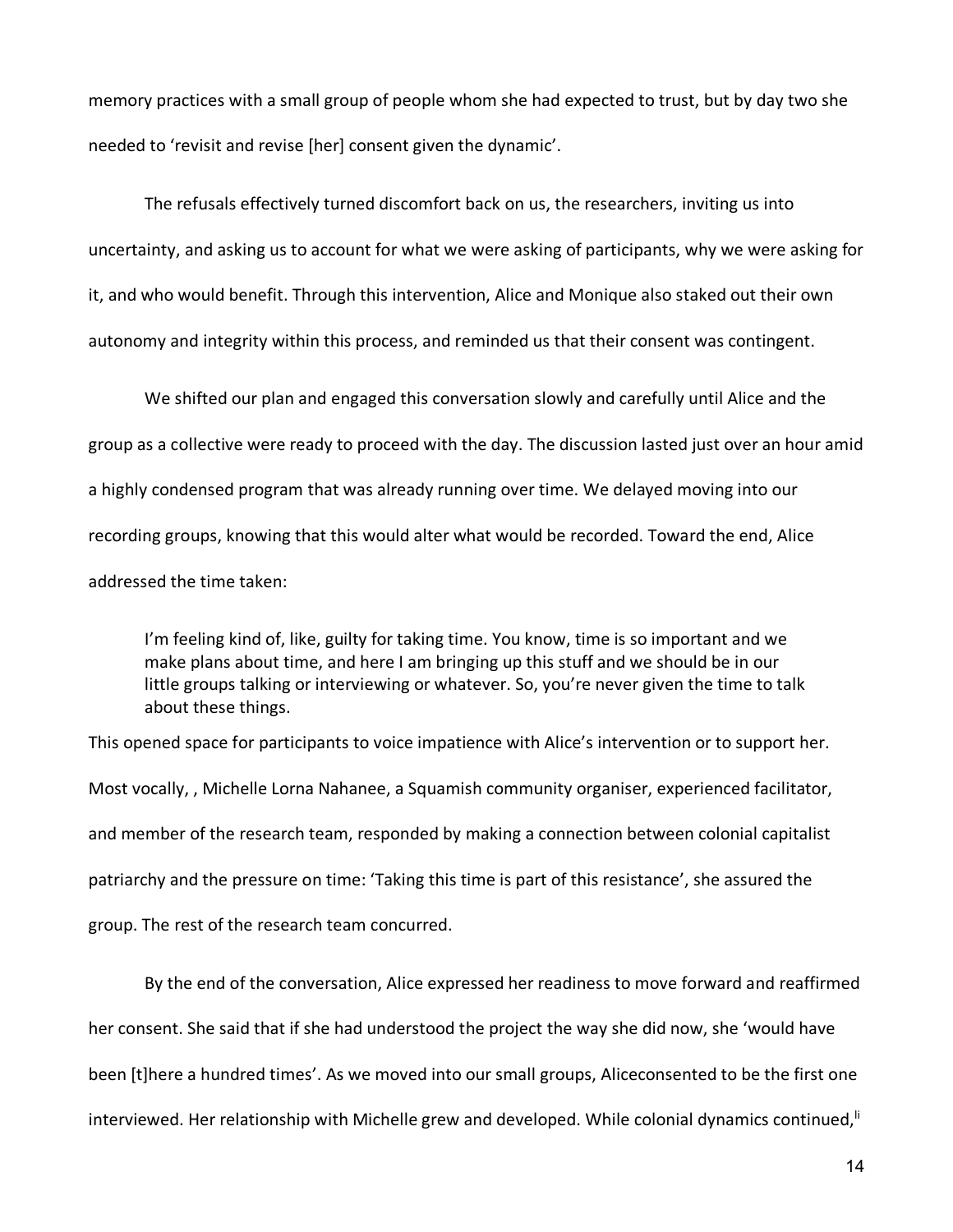memory practices with a small group of people whom she had expected to trust, but by day two she needed to 'revisit and revise [her] consent given the dynamic'.

The refusals effectively turned discomfort back on us, the researchers, inviting us into uncertainty, and asking us to account for what we were asking of participants, why we were asking for it, and who would benefit. Through this intervention, Alice and Monique also staked out their own autonomy and integrity within this process, and reminded us that their consent was contingent.

We shifted our plan and engaged this conversation slowly and carefully until Alice and the group as a collective were ready to proceed with the day. The discussion lasted just over an hour amid a highly condensed program that was already running over time. We delayed moving into our recording groups, knowing that this would alter what would be recorded. Toward the end, Alice addressed the time taken:

> I'm feeling kind of, like, guilty for taking time. You know, time is so important and we make plans about time, and here I am bringing up this stuff and we should be in our little groups talking or interviewing or whatever. So, you're never given the time to talk about these things.

This opened space for participants to voice impatience with Alice's intervention or to support her. Most vocally, , Michelle Lorna Nahanee, a Squamish community organiser, experienced facilitator, and member of the research team, responded by making a connection between colonial capitalist patriarchy and the pressure on time: 'Taking this time is part of this resistance', she assured the group. The rest of the research team concurred.

By the end of the conversation, Alice expressed her readiness to move forward and reaffirmed her consent. She said that if she had understood the project the way she did now, she 'would have been [t]here a hundred times'. As we moved into our small groups, Aliceconsented to be the first one interviewed. Her relationship with Michelle grew and developed. While colonial dynamics continued,[li]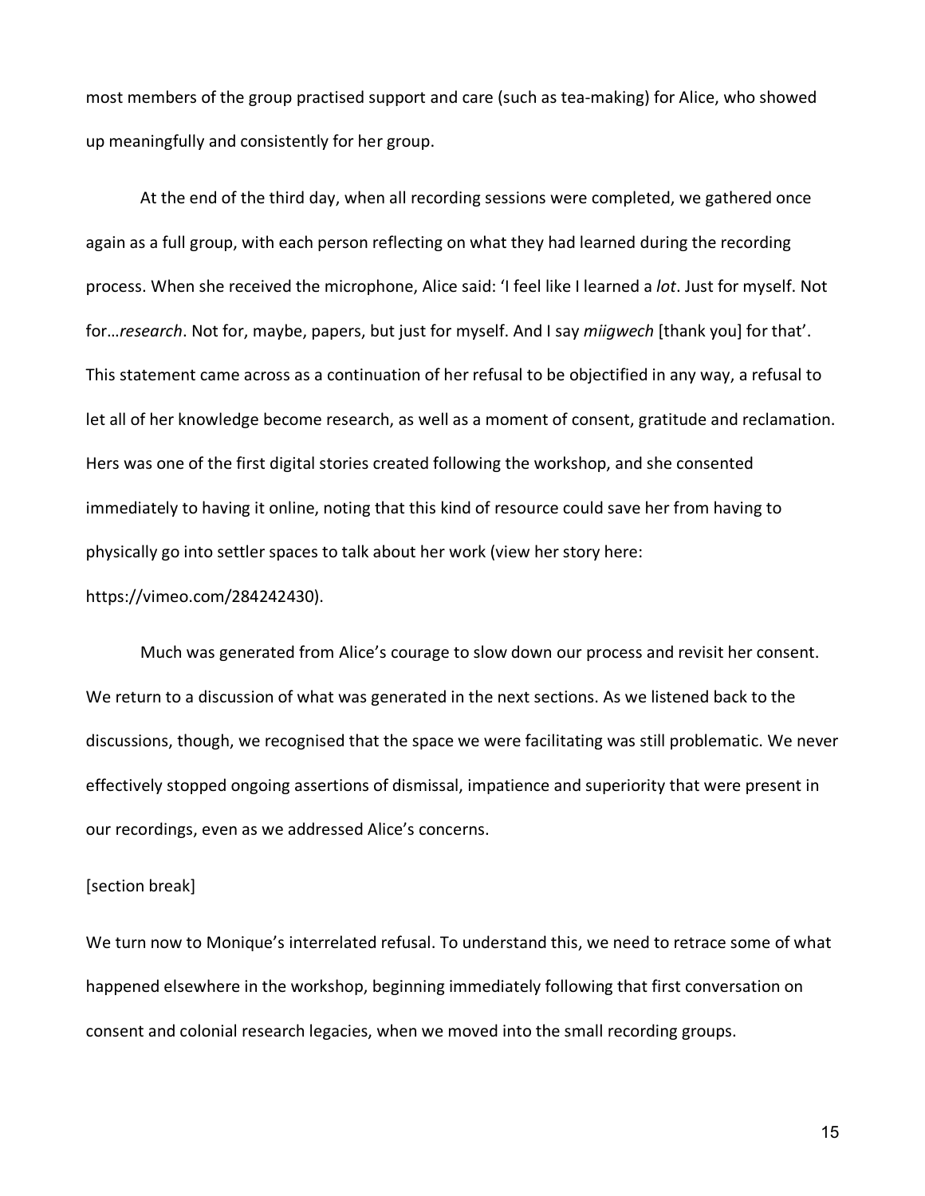most members of the group practised support and care (such as tea-making) for Alice, who showed up meaningfully and consistently for her group.

At the end of the third day, when all recording sessions were completed, we gathered once again as a full group, with each person reflecting on what they had learned during the recording process. When she received the microphone, Alice said: 'I feel like I learned a *lot*. Just for myself. Not for…*research*. Not for, maybe, papers, but just for myself. And I say *miigwech* [thank you] for that'. This statement came across as a continuation of her refusal to be objectified in any way, a refusal to let all of her knowledge become research, as well as a moment of consent, gratitude and reclamation. Hers was one of the first digital stories created following the workshop, and she consented immediately to having it online, noting that this kind of resource could save her from having to physically go into settler spaces to talk about her work (view her story here: https://vimeo.com/284242430).

Much was generated from Alice's courage to slow down our process and revisit her consent. We return to a discussion of what was generated in the next sections. As we listened back to the discussions, though, we recognised that the space we were facilitating was still problematic. We never effectively stopped ongoing assertions of dismissal, impatience and superiority that were present in our recordings, even as we addressed Alice's concerns.

[section break]

We turn now to Monique's interrelated refusal. To understand this, we need to retrace some of what happened elsewhere in the workshop, beginning immediately following that first conversation on consent and colonial research legacies, when we moved into the small recording groups.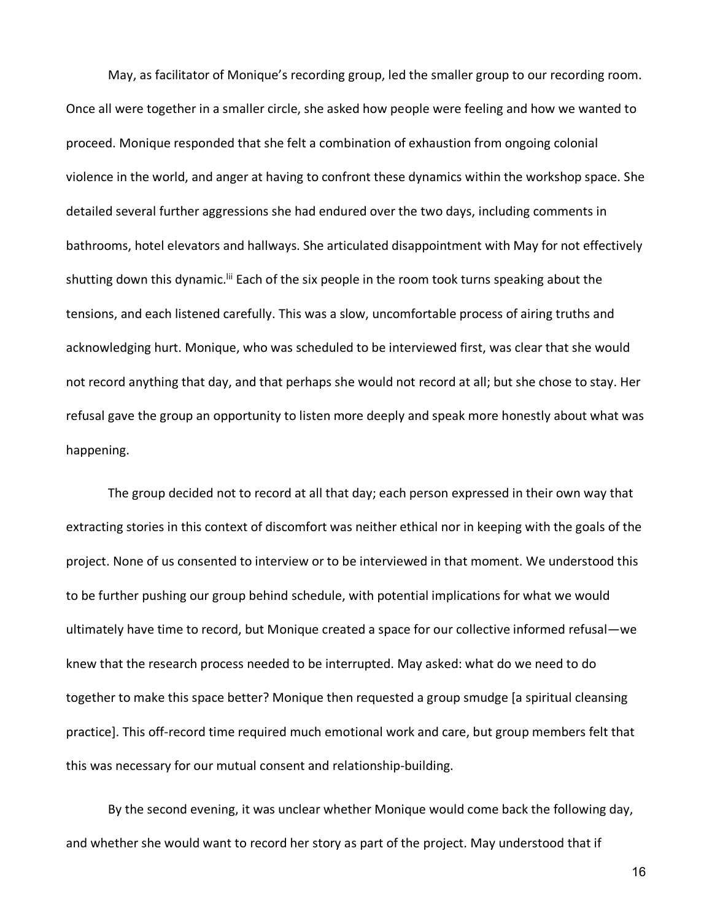May, as facilitator of Monique's recording group, led the smaller group to our recording room. Once all were together in a smaller circle, she asked how people were feeling and how we wanted to proceed. Monique responded that she felt a combination of exhaustion from ongoing colonial violence in the world, and anger at having to confront these dynamics within the workshop space. She detailed several further aggressions she had endured over the two days, including comments in bathrooms, hotel elevators and hallways. She articulated disappointment with May for not effectively shutting down this dynamic.[lii] Each of the six people in the room took turns speaking about the tensions, and each listened carefully. This was a slow, uncomfortable process of airing truths and acknowledging hurt. Monique, who was scheduled to be interviewed first, was clear that she would not record anything that day, and that perhaps she would not record at all; but she chose to stay. Her refusal gave the group an opportunity to listen more deeply and speak more honestly about what was happening.

The group decided not to record at all that day; each person expressed in their own way that extracting stories in this context of discomfort was neither ethical nor in keeping with the goals of the project. None of us consented to interview or to be interviewed in that moment. We understood this to be further pushing our group behind schedule, with potential implications for what we would ultimately have time to record, but Monique created a space for our collective informed refusal—we knew that the research process needed to be interrupted. May asked: what do we need to do together to make this space better? Monique then requested a group smudge [a spiritual cleansing practice]. This off-record time required much emotional work and care, but group members felt that this was necessary for our mutual consent and relationship-building.

By the second evening, it was unclear whether Monique would come back the following day, and whether she would want to record her story as part of the project. May understood that if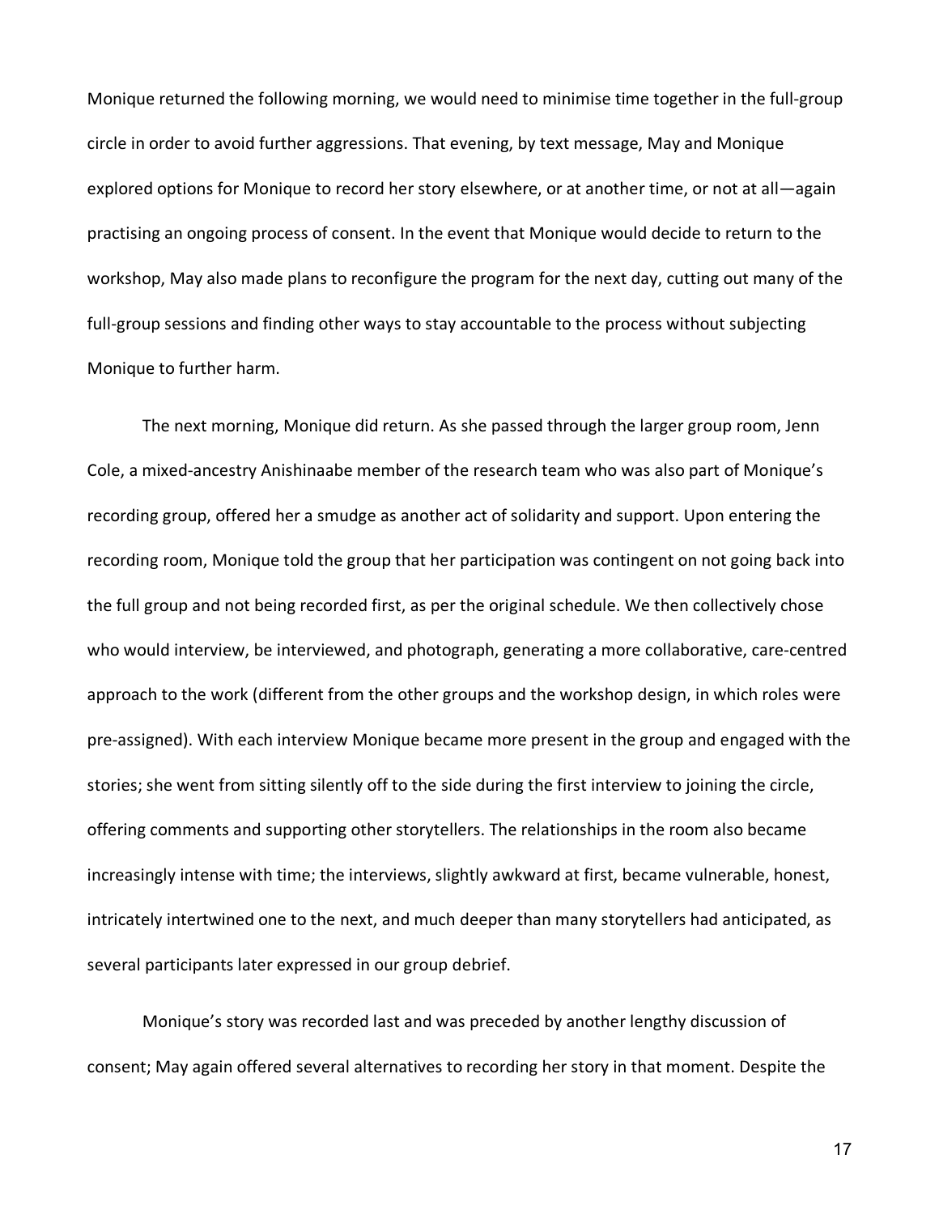Monique returned the following morning, we would need to minimise time together in the full-group circle in order to avoid further aggressions. That evening, by text message, May and Monique explored options for Monique to record her story elsewhere, or at another time, or not at all—again practising an ongoing process of consent. In the event that Monique would decide to return to the workshop, May also made plans to reconfigure the program for the next day, cutting out many of the full-group sessions and finding other ways to stay accountable to the process without subjecting Monique to further harm.

The next morning, Monique did return. As she passed through the larger group room, Jenn Cole, a mixed-ancestry Anishinaabe member of the research team who was also part of Monique's recording group, offered her a smudge as another act of solidarity and support. Upon entering the recording room, Monique told the group that her participation was contingent on not going back into the full group and not being recorded first, as per the original schedule. We then collectively chose who would interview, be interviewed, and photograph, generating a more collaborative, care-centred approach to the work (different from the other groups and the workshop design, in which roles were pre-assigned). With each interview Monique became more present in the group and engaged with the stories; she went from sitting silently off to the side during the first interview to joining the circle, offering comments and supporting other storytellers. The relationships in the room also became increasingly intense with time; the interviews, slightly awkward at first, became vulnerable, honest, intricately intertwined one to the next, and much deeper than many storytellers had anticipated, as several participants later expressed in our group debrief.

Monique's story was recorded last and was preceded by another lengthy discussion of consent; May again offered several alternatives to recording her story in that moment. Despite the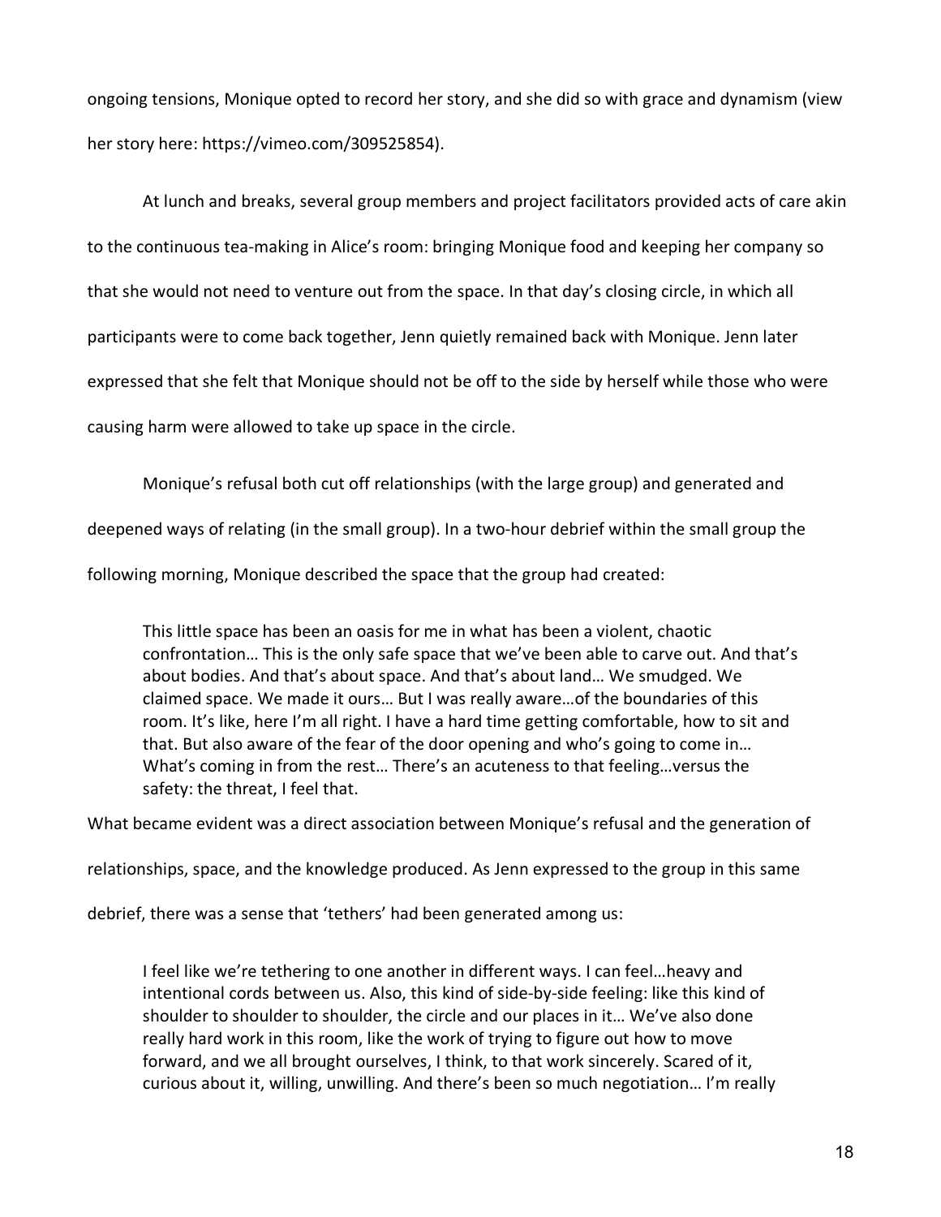ongoing tensions, Monique opted to record her story, and she did so with grace and dynamism (view her story here: https://vimeo.com/309525854).

At lunch and breaks, several group members and project facilitators provided acts of care akin to the continuous tea-making in Alice's room: bringing Monique food and keeping her company so that she would not need to venture out from the space. In that day's closing circle, in which all participants were to come back together, Jenn quietly remained back with Monique. Jenn later expressed that she felt that Monique should not be off to the side by herself while those who were causing harm were allowed to take up space in the circle.

Monique's refusal both cut off relationships (with the large group) and generated and deepened ways of relating (in the small group). In a two-hour debrief within the small group the following morning, Monique described the space that the group had created:

> This little space has been an oasis for me in what has been a violent, chaotic confrontation… This is the only safe space that we've been able to carve out. And that's about bodies. And that's about space. And that's about land… We smudged. We claimed space. We made it ours… But I was really aware…of the boundaries of this room. It's like, here I'm all right. I have a hard time getting comfortable, how to sit and that. But also aware of the fear of the door opening and who's going to come in… What's coming in from the rest… There's an acuteness to that feeling…versus the safety: the threat, I feel that.

What became evident was a direct association between Monique's refusal and the generation of relationships, space, and the knowledge produced. As Jenn expressed to the group in this same debrief, there was a sense that 'tethers' had been generated among us:

> I feel like we're tethering to one another in different ways. I can feel…heavy and intentional cords between us. Also, this kind of side-by-side feeling: like this kind of shoulder to shoulder to shoulder, the circle and our places in it… We've also done really hard work in this room, like the work of trying to figure out how to move forward, and we all brought ourselves, I think, to that work sincerely. Scared of it, curious about it, willing, unwilling. And there's been so much negotiation… I'm really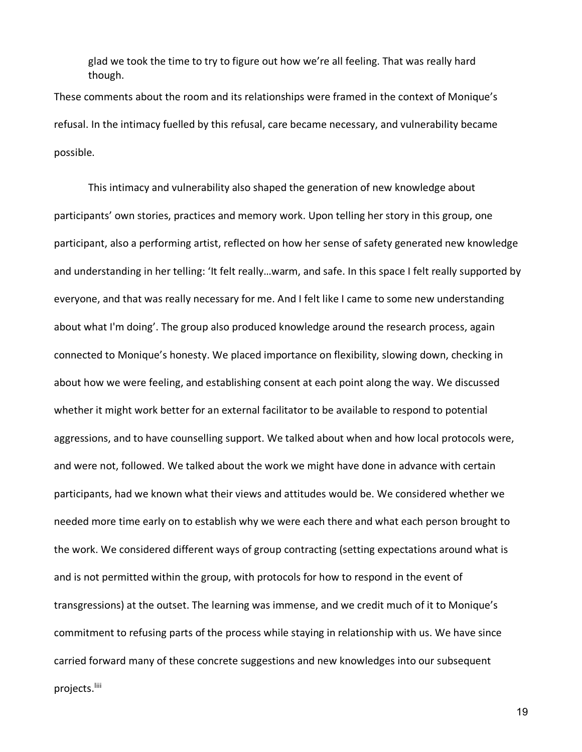> glad we took the time to try to figure out how we're all feeling. That was really hard though.

These comments about the room and its relationships were framed in the context of Monique's refusal. In the intimacy fuelled by this refusal, care became necessary, and vulnerability became possible.

This intimacy and vulnerability also shaped the generation of new knowledge about participants' own stories, practices and memory work. Upon telling her story in this group, one participant, also a performing artist, reflected on how her sense of safety generated new knowledge and understanding in her telling: 'It felt really…warm, and safe. In this space I felt really supported by everyone, and that was really necessary for me. And I felt like I came to some new understanding about what I'm doing'. The group also produced knowledge around the research process, again connected to Monique's honesty. We placed importance on flexibility, slowing down, checking in about how we were feeling, and establishing consent at each point along the way. We discussed whether it might work better for an external facilitator to be available to respond to potential aggressions, and to have counselling support. We talked about when and how local protocols were, and were not, followed. We talked about the work we might have done in advance with certain participants, had we known what their views and attitudes would be. We considered whether we needed more time early on to establish why we were each there and what each person brought to the work. We considered different ways of group contracting (setting expectations around what is and is not permitted within the group, with protocols for how to respond in the event of transgressions) at the outset. The learning was immense, and we credit much of it to Monique's commitment to refusing parts of the process while staying in relationship with us. We have since carried forward many of these concrete suggestions and new knowledges into our subsequent projects.[liii]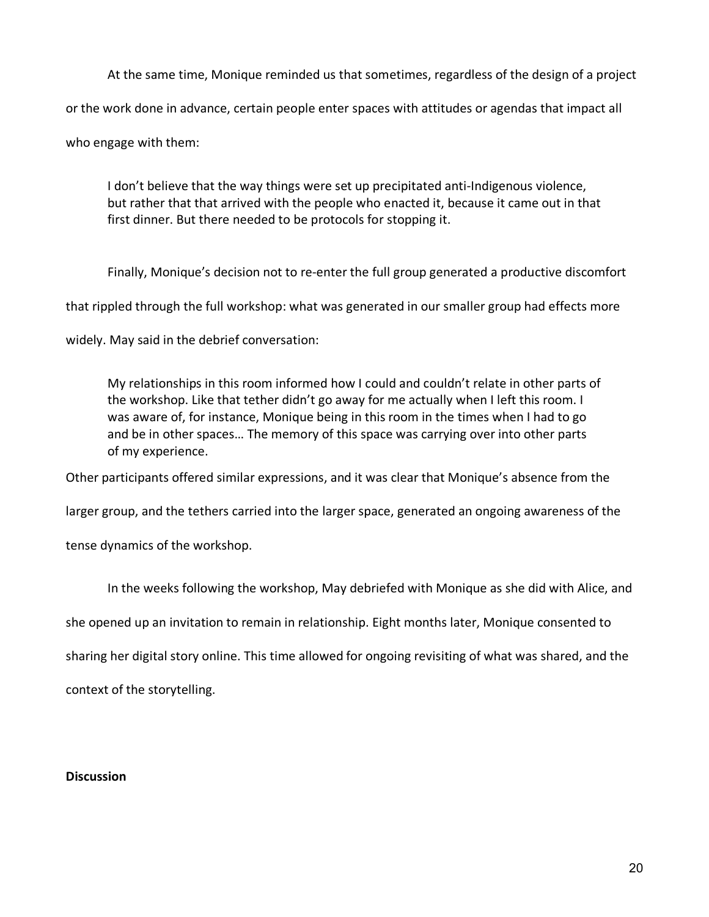At the same time, Monique reminded us that sometimes, regardless of the design of a project or the work done in advance, certain people enter spaces with attitudes or agendas that impact all who engage with them:

> I don't believe that the way things were set up precipitated anti-Indigenous violence, but rather that that arrived with the people who enacted it, because it came out in that first dinner. But there needed to be protocols for stopping it.

Finally, Monique's decision not to re-enter the full group generated a productive discomfort that rippled through the full workshop: what was generated in our smaller group had effects more widely. May said in the debrief conversation:

> My relationships in this room informed how I could and couldn't relate in other parts of the workshop. Like that tether didn't go away for me actually when I left this room. I was aware of, for instance, Monique being in this room in the times when I had to go and be in other spaces… The memory of this space was carrying over into other parts of my experience.

Other participants offered similar expressions, and it was clear that Monique's absence from the larger group, and the tethers carried into the larger space, generated an ongoing awareness of the tense dynamics of the workshop.

In the weeks following the workshop, May debriefed with Monique as she did with Alice, and she opened up an invitation to remain in relationship. Eight months later, Monique consented to sharing her digital story online. This time allowed for ongoing revisiting of what was shared, and the context of the storytelling.

**Discussion**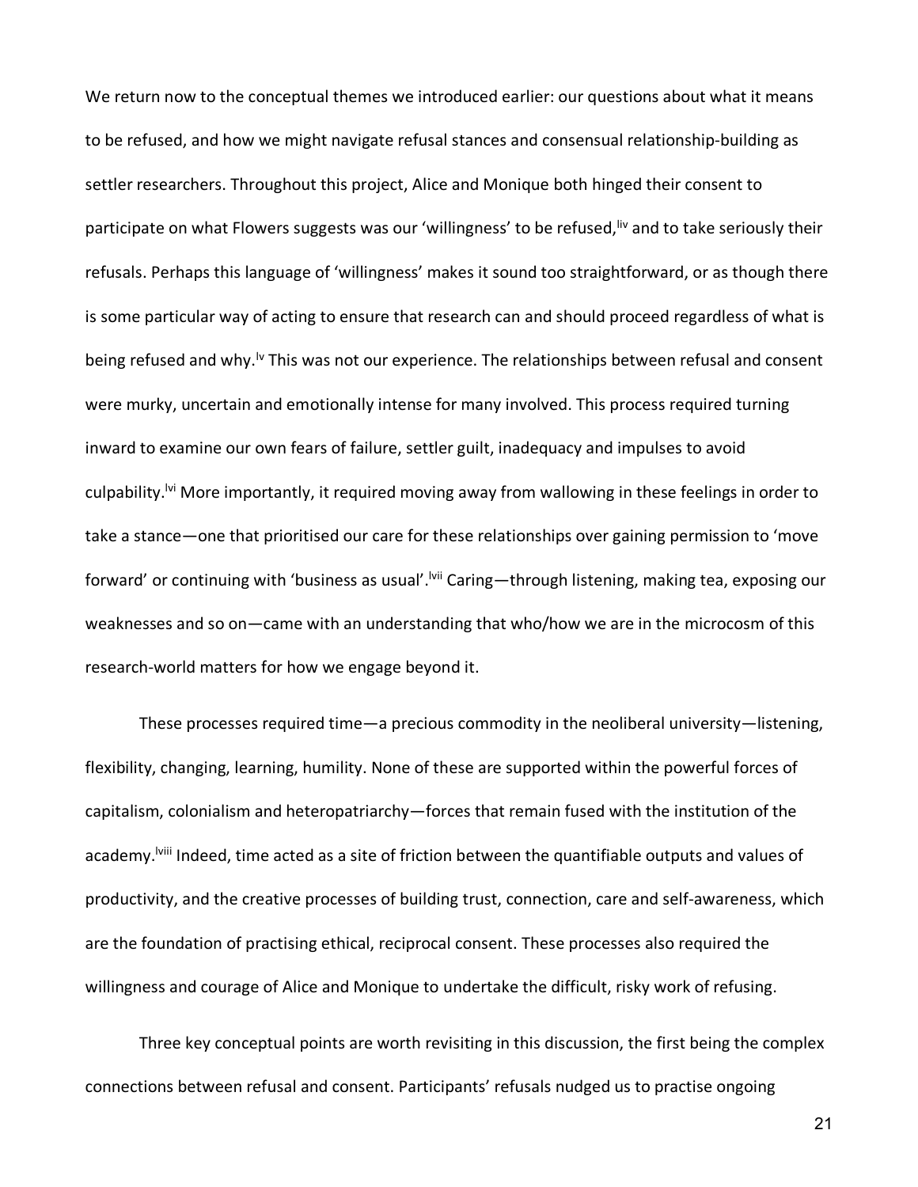We return now to the conceptual themes we introduced earlier: our questions about what it means to be refused, and how we might navigate refusal stances and consensual relationship-building as settler researchers. Throughout this project, Alice and Monique both hinged their consent to participate on what Flowers suggests was our 'willingness' to be refused,[liv] and to take seriously their refusals. Perhaps this language of 'willingness' makes it sound too straightforward, or as though there is some particular way of acting to ensure that research can and should proceed regardless of what is being refused and why.[lv] This was not our experience. The relationships between refusal and consent were murky, uncertain and emotionally intense for many involved. This process required turning inward to examine our own fears of failure, settler guilt, inadequacy and impulses to avoid culpability.[lvi] More importantly, it required moving away from wallowing in these feelings in order to take a stance—one that prioritised our care for these relationships over gaining permission to 'move forward' or continuing with 'business as usual'.[lvii] Caring—through listening, making tea, exposing our weaknesses and so on—came with an understanding that who/how we are in the microcosm of this research-world matters for how we engage beyond it.

These processes required time—a precious commodity in the neoliberal university—listening, flexibility, changing, learning, humility. None of these are supported within the powerful forces of capitalism, colonialism and heteropatriarchy—forces that remain fused with the institution of the academy.[lviii] Indeed, time acted as a site of friction between the quantifiable outputs and values of productivity, and the creative processes of building trust, connection, care and self-awareness, which are the foundation of practising ethical, reciprocal consent. These processes also required the willingness and courage of Alice and Monique to undertake the difficult, risky work of refusing.

Three key conceptual points are worth revisiting in this discussion, the first being the complex connections between refusal and consent. Participants' refusals nudged us to practise ongoing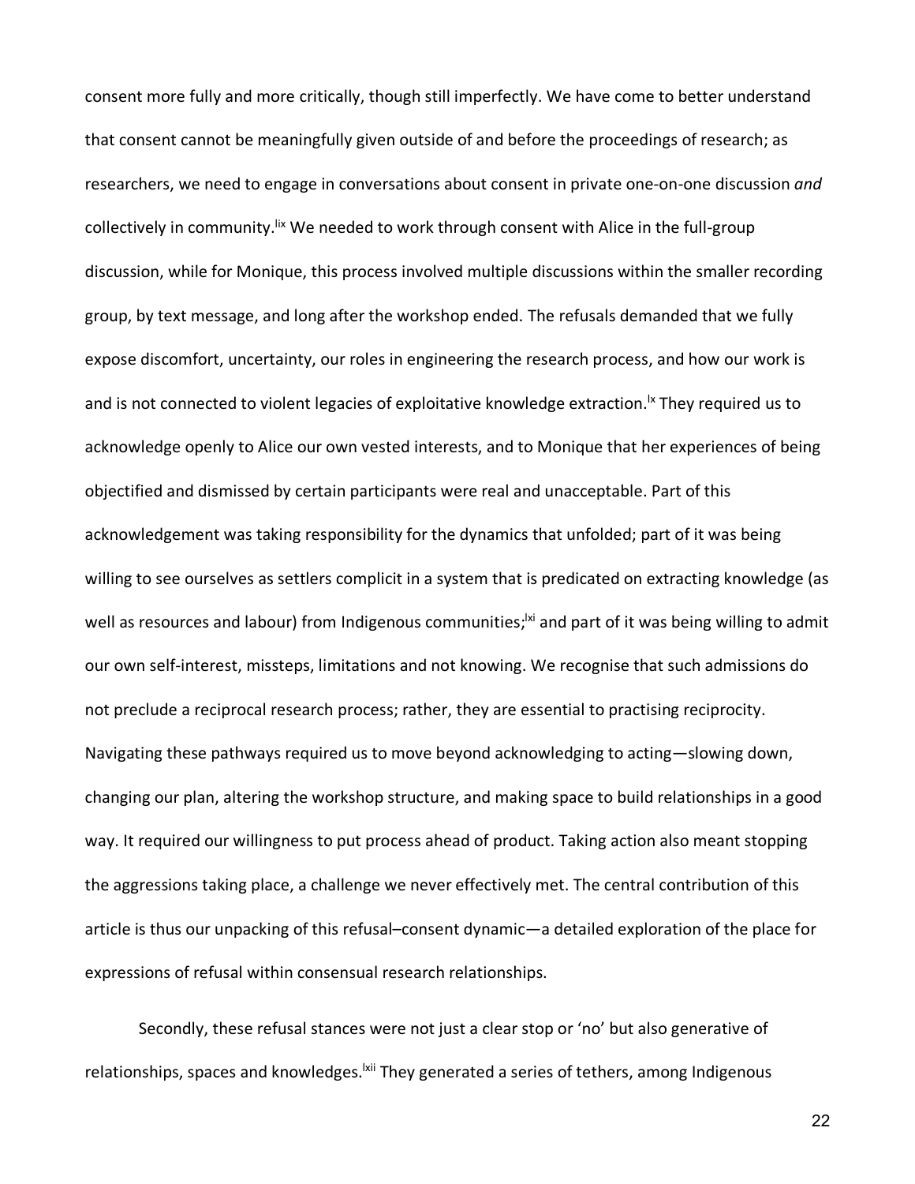consent more fully and more critically, though still imperfectly. We have come to better understand that consent cannot be meaningfully given outside of and before the proceedings of research; as researchers, we need to engage in conversations about consent in private one-on-one discussion *and* collectively in community.[lix] We needed to work through consent with Alice in the full-group discussion, while for Monique, this process involved multiple discussions within the smaller recording group, by text message, and long after the workshop ended. The refusals demanded that we fully expose discomfort, uncertainty, our roles in engineering the research process, and how our work is and is not connected to violent legacies of exploitative knowledge extraction.[lx] They required us to acknowledge openly to Alice our own vested interests, and to Monique that her experiences of being objectified and dismissed by certain participants were real and unacceptable. Part of this acknowledgement was taking responsibility for the dynamics that unfolded; part of it was being willing to see ourselves as settlers complicit in a system that is predicated on extracting knowledge (as well as resources and labour) from Indigenous communities;[lxi] and part of it was being willing to admit our own self-interest, missteps, limitations and not knowing. We recognise that such admissions do not preclude a reciprocal research process; rather, they are essential to practising reciprocity. Navigating these pathways required us to move beyond acknowledging to acting—slowing down, changing our plan, altering the workshop structure, and making space to build relationships in a good way. It required our willingness to put process ahead of product. Taking action also meant stopping the aggressions taking place, a challenge we never effectively met. The central contribution of this article is thus our unpacking of this refusal–consent dynamic—a detailed exploration of the place for expressions of refusal within consensual research relationships.

Secondly, these refusal stances were not just a clear stop or 'no' but also generative of relationships, spaces and knowledges.[lxii] They generated a series of tethers, among Indigenous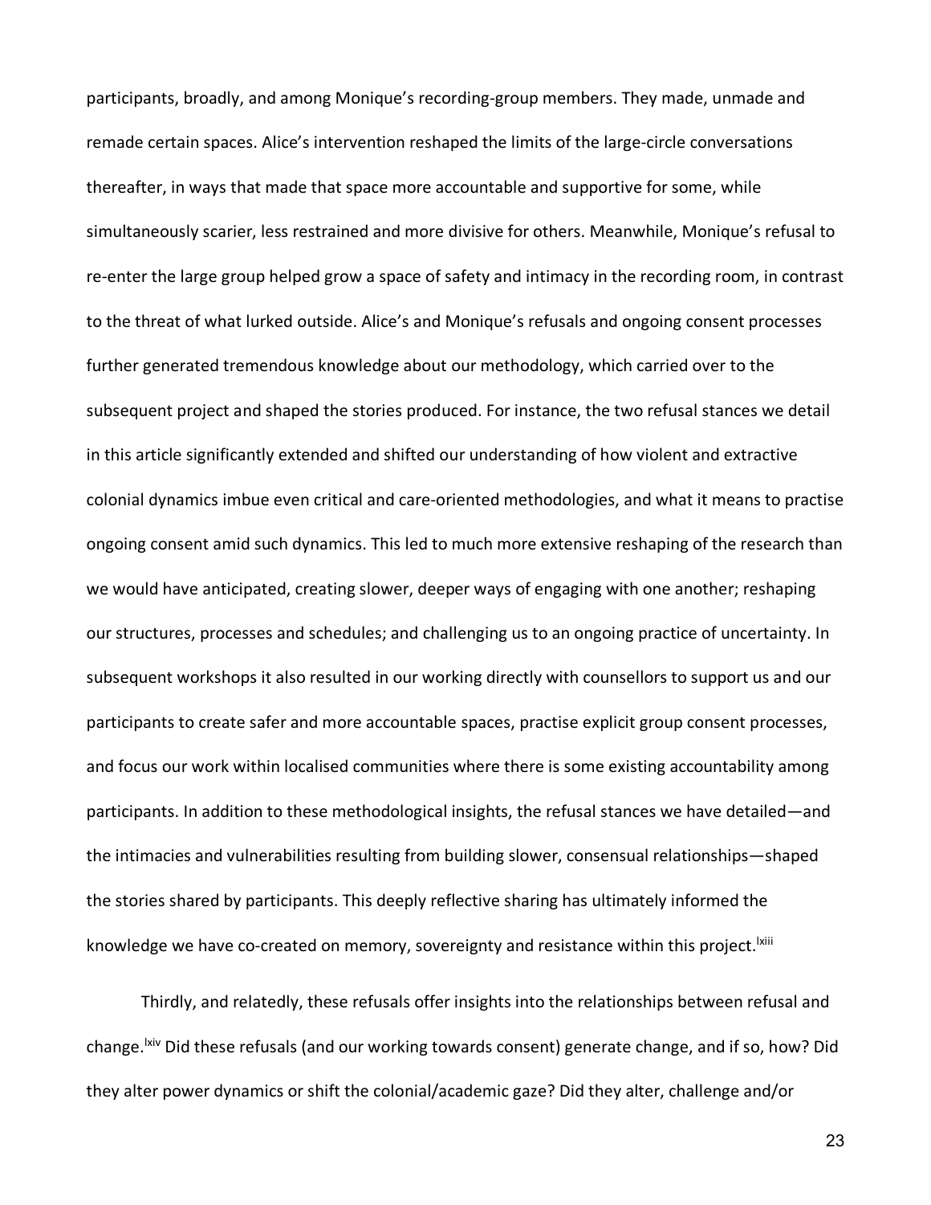participants, broadly, and among Monique's recording-group members. They made, unmade and remade certain spaces. Alice's intervention reshaped the limits of the large-circle conversations thereafter, in ways that made that space more accountable and supportive for some, while simultaneously scarier, less restrained and more divisive for others. Meanwhile, Monique's refusal to re-enter the large group helped grow a space of safety and intimacy in the recording room, in contrast to the threat of what lurked outside. Alice's and Monique's refusals and ongoing consent processes further generated tremendous knowledge about our methodology, which carried over to the subsequent project and shaped the stories produced. For instance, the two refusal stances we detail in this article significantly extended and shifted our understanding of how violent and extractive colonial dynamics imbue even critical and care-oriented methodologies, and what it means to practise ongoing consent amid such dynamics. This led to much more extensive reshaping of the research than we would have anticipated, creating slower, deeper ways of engaging with one another; reshaping our structures, processes and schedules; and challenging us to an ongoing practice of uncertainty. In subsequent workshops it also resulted in our working directly with counsellors to support us and our participants to create safer and more accountable spaces, practise explicit group consent processes, and focus our work within localised communities where there is some existing accountability among participants. In addition to these methodological insights, the refusal stances we have detailed—and the intimacies and vulnerabilities resulting from building slower, consensual relationships—shaped the stories shared by participants. This deeply reflective sharing has ultimately informed the knowledge we have co-created on memory, sovereignty and resistance within this project.[lxiii]

Thirdly, and relatedly, these refusals offer insights into the relationships between refusal and change.[lxiv] Did these refusals (and our working towards consent) generate change, and if so, how? Did they alter power dynamics or shift the colonial/academic gaze? Did they alter, challenge and/or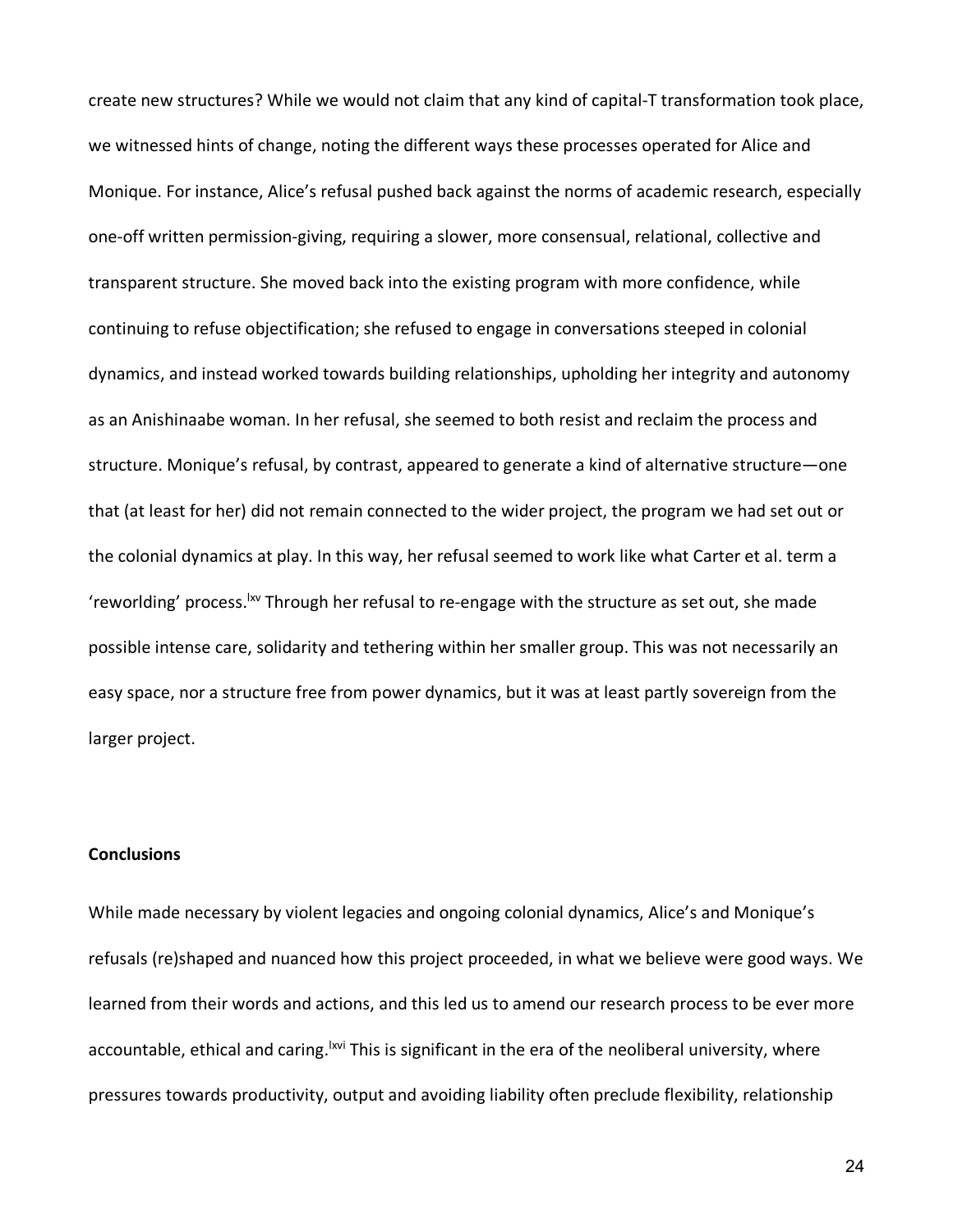create new structures? While we would not claim that any kind of capital-T transformation took place, we witnessed hints of change, noting the different ways these processes operated for Alice and Monique. For instance, Alice's refusal pushed back against the norms of academic research, especially one-off written permission-giving, requiring a slower, more consensual, relational, collective and transparent structure. She moved back into the existing program with more confidence, while continuing to refuse objectification; she refused to engage in conversations steeped in colonial dynamics, and instead worked towards building relationships, upholding her integrity and autonomy as an Anishinaabe woman. In her refusal, she seemed to both resist and reclaim the process and structure. Monique's refusal, by contrast, appeared to generate a kind of alternative structure—one that (at least for her) did not remain connected to the wider project, the program we had set out or the colonial dynamics at play. In this way, her refusal seemed to work like what Carter et al. term a 'reworlding' process.[lxv] Through her refusal to re-engage with the structure as set out, she made possible intense care, solidarity and tethering within her smaller group. This was not necessarily an easy space, nor a structure free from power dynamics, but it was at least partly sovereign from the larger project.

## Conclusions

While made necessary by violent legacies and ongoing colonial dynamics, Alice's and Monique's refusals (re)shaped and nuanced how this project proceeded, in what we believe were good ways. We learned from their words and actions, and this led us to amend our research process to be ever more accountable, ethical and caring.[lxvi] This is significant in the era of the neoliberal university, where pressures towards productivity, output and avoiding liability often preclude flexibility, relationship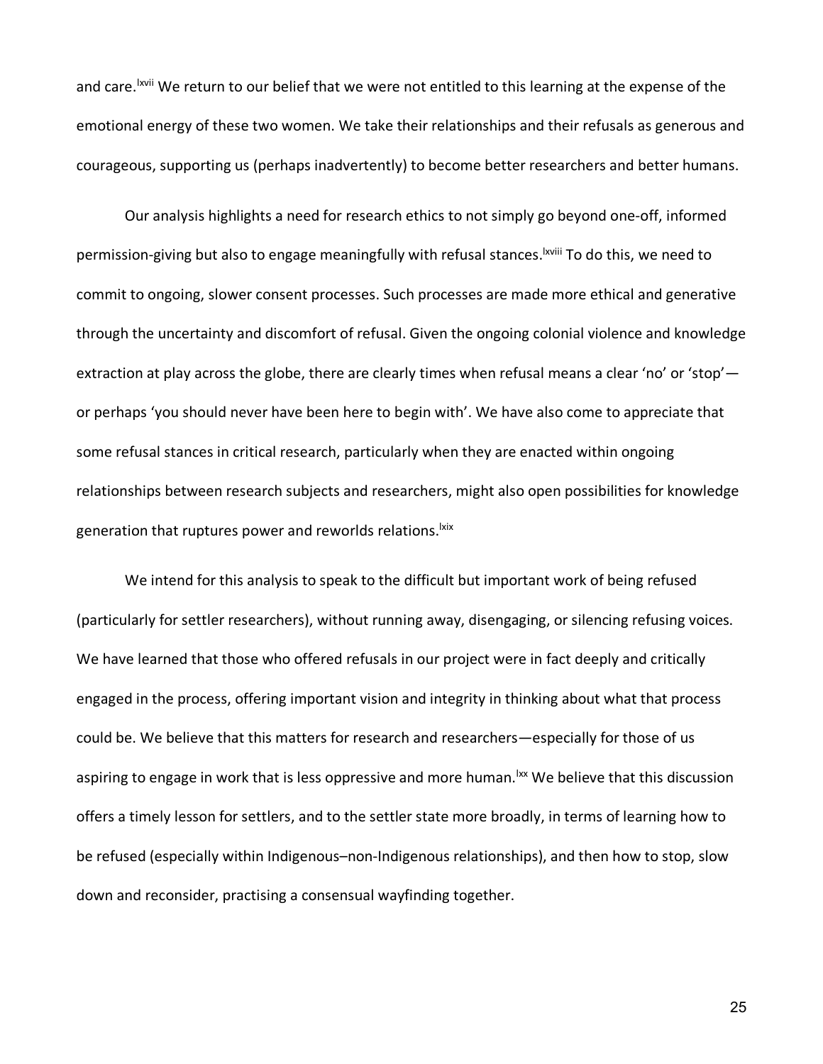and care.[lxvii] We return to our belief that we were not entitled to this learning at the expense of the emotional energy of these two women. We take their relationships and their refusals as generous and courageous, supporting us (perhaps inadvertently) to become better researchers and better humans.

Our analysis highlights a need for research ethics to not simply go beyond one-off, informed permission-giving but also to engage meaningfully with refusal stances.[lxviii] To do this, we need to commit to ongoing, slower consent processes. Such processes are made more ethical and generative through the uncertainty and discomfort of refusal. Given the ongoing colonial violence and knowledge extraction at play across the globe, there are clearly times when refusal means a clear 'no' or 'stop'—or perhaps 'you should never have been here to begin with'. We have also come to appreciate that some refusal stances in critical research, particularly when they are enacted within ongoing relationships between research subjects and researchers, might also open possibilities for knowledge generation that ruptures power and reworlds relations.[lxix]

We intend for this analysis to speak to the difficult but important work of being refused (particularly for settler researchers), without running away, disengaging, or silencing refusing voices. We have learned that those who offered refusals in our project were in fact deeply and critically engaged in the process, offering important vision and integrity in thinking about what that process could be. We believe that this matters for research and researchers—especially for those of us aspiring to engage in work that is less oppressive and more human.[lxx] We believe that this discussion offers a timely lesson for settlers, and to the settler state more broadly, in terms of learning how to be refused (especially within Indigenous–non-Indigenous relationships), and then how to stop, slow down and reconsider, practising a consensual wayfinding together.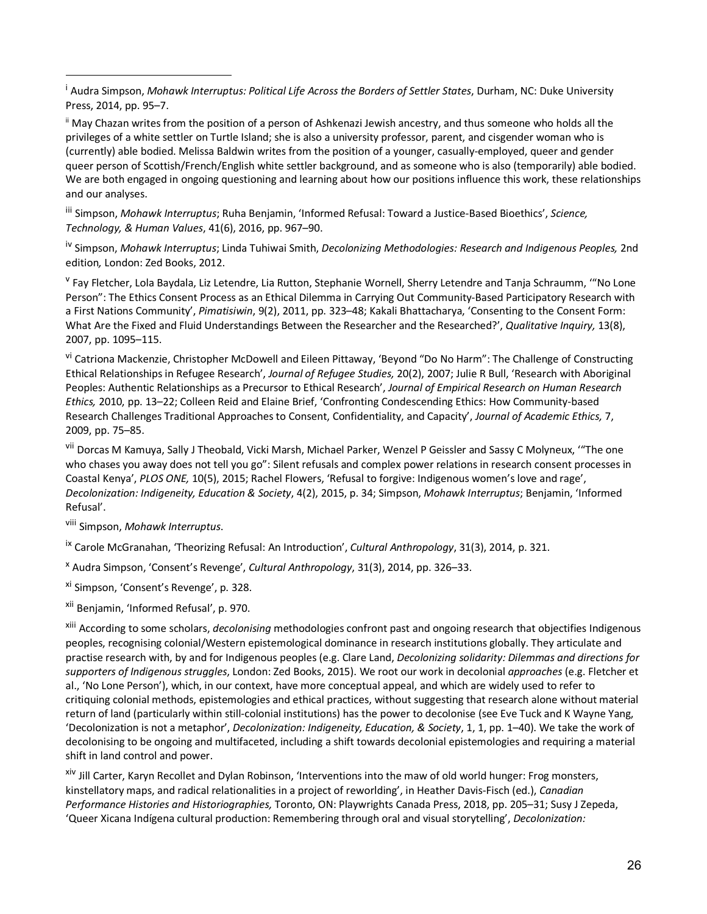[i] Audra Simpson, *Mohawk Interruptus: Political Life Across the Borders of Settler States*, Durham, NC: Duke University Press, 2014, pp. 95–7.

[ii] May Chazan writes from the position of a person of Ashkenazi Jewish ancestry, and thus someone who holds all the privileges of a white settler on Turtle Island; she is also a university professor, parent, and cisgender woman who is (currently) able bodied. Melissa Baldwin writes from the position of a younger, casually-employed, queer and gender queer person of Scottish/French/English white settler background, and as someone who is also (temporarily) able bodied. We are both engaged in ongoing questioning and learning about how our positions influence this work, these relationships and our analyses.

[iii] Simpson, *Mohawk Interruptus*; Ruha Benjamin, 'Informed Refusal: Toward a Justice-Based Bioethics', *Science, Technology, & Human Values*, 41(6), 2016, pp. 967–90.

[iv] Simpson, *Mohawk Interruptus*; Linda Tuhiwai Smith, *Decolonizing Methodologies: Research and Indigenous Peoples,* 2nd edition*,* London: Zed Books, 2012.

[v] Fay Fletcher, Lola Baydala, Liz Letendre, Lia Rutton, Stephanie Wornell, Sherry Letendre and Tanja Schraumm, '"No Lone Person": The Ethics Consent Process as an Ethical Dilemma in Carrying Out Community-Based Participatory Research with a First Nations Community', *Pimatisiwin*, 9(2), 2011, pp. 323–48; Kakali Bhattacharya, 'Consenting to the Consent Form: What Are the Fixed and Fluid Understandings Between the Researcher and the Researched?', *Qualitative Inquiry,* 13(8), 2007, pp. 1095–115.

[vi] Catriona Mackenzie, Christopher McDowell and Eileen Pittaway, 'Beyond "Do No Harm": The Challenge of Constructing Ethical Relationships in Refugee Research', *Journal of Refugee Studies,* 20(2), 2007; Julie R Bull, 'Research with Aboriginal Peoples: Authentic Relationships as a Precursor to Ethical Research', *Journal of Empirical Research on Human Research Ethics,* 2010, pp. 13–22; Colleen Reid and Elaine Brief, 'Confronting Condescending Ethics: How Community-based Research Challenges Traditional Approaches to Consent, Confidentiality, and Capacity', *Journal of Academic Ethics,* 7, 2009, pp. 75–85.

[vii] Dorcas M Kamuya, Sally J Theobald, Vicki Marsh, Michael Parker, Wenzel P Geissler and Sassy C Molyneux, '"The one who chases you away does not tell you go": Silent refusals and complex power relations in research consent processes in Coastal Kenya', *PLOS ONE,* 10(5), 2015; Rachel Flowers, 'Refusal to forgive: Indigenous women's love and rage', *Decolonization: Indigeneity, Education & Society*, 4(2), 2015, p. 34; Simpson, *Mohawk Interruptus*; Benjamin, 'Informed Refusal'.

[viii] Simpson, *Mohawk Interruptus.*

[ix] Carole McGranahan, 'Theorizing Refusal: An Introduction', *Cultural Anthropology*, 31(3), 2014, p. 321.

[x] Audra Simpson, 'Consent's Revenge', *Cultural Anthropology*, 31(3), 2014, pp. 326–33.

[xi] Simpson, 'Consent's Revenge', p. 328.

[xii] Benjamin, 'Informed Refusal', p. 970.

[xiii] According to some scholars, *decolonising* methodologies confront past and ongoing research that objectifies Indigenous peoples, recognising colonial/Western epistemological dominance in research institutions globally. They articulate and practise research with, by and for Indigenous peoples (e.g. Clare Land, *Decolonizing solidarity: Dilemmas and directions for supporters of Indigenous struggles*, London: Zed Books, 2015). We root our work in decolonial *approaches* (e.g. Fletcher et al., 'No Lone Person'), which, in our context, have more conceptual appeal, and which are widely used to refer to critiquing colonial methods, epistemologies and ethical practices, without suggesting that research alone without material return of land (particularly within still-colonial institutions) has the power to decolonise (see Eve Tuck and K Wayne Yang, 'Decolonization is not a metaphor', *Decolonization: Indigeneity, Education, & Society*, 1, 1, pp. 1–40). We take the work of decolonising to be ongoing and multifaceted, including a shift towards decolonial epistemologies and requiring a material shift in land control and power.

[xiv] Jill Carter, Karyn Recollet and Dylan Robinson, 'Interventions into the maw of old world hunger: Frog monsters, kinstellatory maps, and radical relationalities in a project of reworlding', in Heather Davis-Fisch (ed.), *Canadian Performance Histories and Historiographies,* Toronto, ON: Playwrights Canada Press, 2018, pp. 205–31; Susy J Zepeda, 'Queer Xicana Indígena cultural production: Remembering through oral and visual storytelling', *Decolonization:*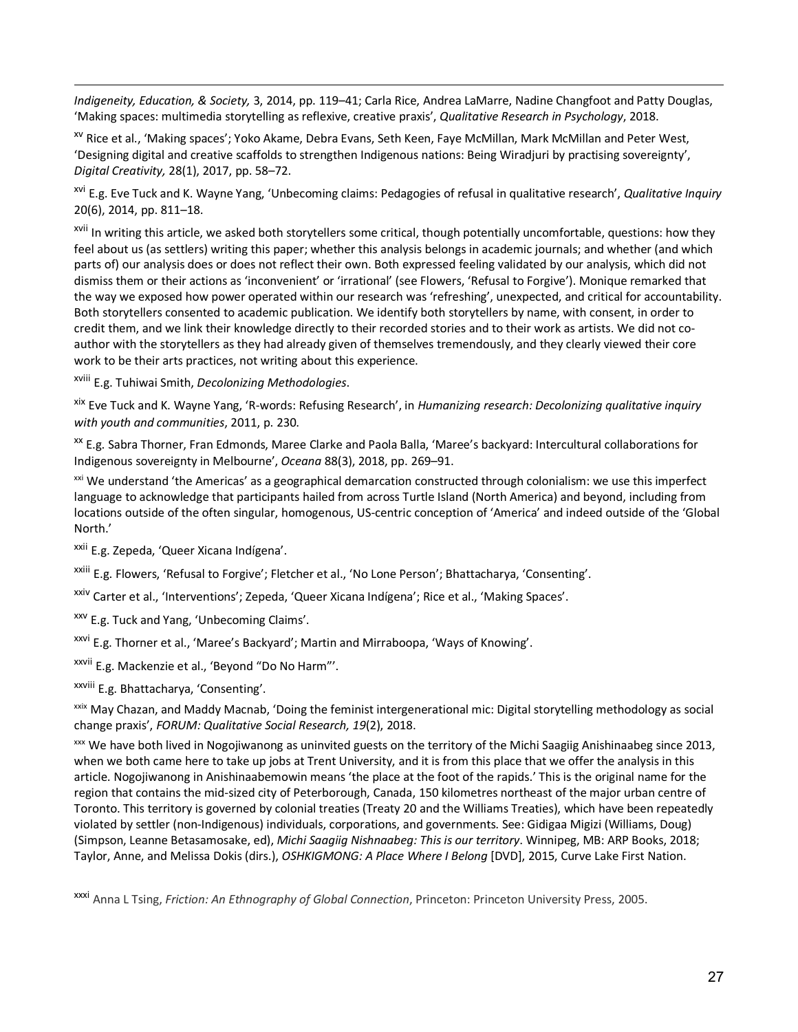*Indigeneity, Education, & Society,* 3, 2014, pp. 119–41; Carla Rice, Andrea LaMarre, Nadine Changfoot and Patty Douglas, 'Making spaces: multimedia storytelling as reflexive, creative praxis', *Qualitative Research in Psychology*, 2018.

[xv] Rice et al., 'Making spaces'; Yoko Akame, Debra Evans, Seth Keen, Faye McMillan, Mark McMillan and Peter West, 'Designing digital and creative scaffolds to strengthen Indigenous nations: Being Wiradjuri by practising sovereignty', *Digital Creativity,* 28(1), 2017, pp. 58–72.

[xvi] E.g. Eve Tuck and K. Wayne Yang, 'Unbecoming claims: Pedagogies of refusal in qualitative research', *Qualitative Inquiry* 20(6), 2014, pp. 811–18.

[xvii] In writing this article, we asked both storytellers some critical, though potentially uncomfortable, questions: how they feel about us (as settlers) writing this paper; whether this analysis belongs in academic journals; and whether (and which parts of) our analysis does or does not reflect their own. Both expressed feeling validated by our analysis, which did not dismiss them or their actions as 'inconvenient' or 'irrational' (see Flowers, 'Refusal to Forgive'). Monique remarked that the way we exposed how power operated within our research was 'refreshing', unexpected, and critical for accountability. Both storytellers consented to academic publication. We identify both storytellers by name, with consent, in order to credit them, and we link their knowledge directly to their recorded stories and to their work as artists. We did not co-author with the storytellers as they had already given of themselves tremendously, and they clearly viewed their core work to be their arts practices, not writing about this experience.

[xviii] E.g. Tuhiwai Smith, *Decolonizing Methodologies*.

[xix] Eve Tuck and K. Wayne Yang, 'R-words: Refusing Research', in *Humanizing research: Decolonizing qualitative inquiry with youth and communities*, 2011, p. 230.

[xx] E.g. Sabra Thorner, Fran Edmonds, Maree Clarke and Paola Balla, 'Maree's backyard: Intercultural collaborations for Indigenous sovereignty in Melbourne', *Oceana* 88(3), 2018, pp. 269–91.

[xxi] We understand 'the Americas' as a geographical demarcation constructed through colonialism: we use this imperfect language to acknowledge that participants hailed from across Turtle Island (North America) and beyond, including from locations outside of the often singular, homogenous, US-centric conception of 'America' and indeed outside of the 'Global North.'

[xxii] E.g. Zepeda, 'Queer Xicana Indígena'.

[xxiii] E.g. Flowers, 'Refusal to Forgive'; Fletcher et al., 'No Lone Person'; Bhattacharya, 'Consenting'.

[xxiv] Carter et al., 'Interventions'; Zepeda, 'Queer Xicana Indígena'; Rice et al., 'Making Spaces'.

[xxv] E.g. Tuck and Yang, 'Unbecoming Claims'.

[xxvi] E.g. Thorner et al., 'Maree's Backyard'; Martin and Mirraboopa, 'Ways of Knowing'.

[xxvii] E.g. Mackenzie et al., 'Beyond "Do No Harm"'.

[xxviii] E.g. Bhattacharya, 'Consenting'.

[xxix] May Chazan, and Maddy Macnab, 'Doing the feminist intergenerational mic: Digital storytelling methodology as social change praxis', *FORUM: Qualitative Social Research, 19*(2), 2018.

[xxx] We have both lived in Nogojiwanong as uninvited guests on the territory of the Michi Saagiig Anishinaabeg since 2013, when we both came here to take up jobs at Trent University, and it is from this place that we offer the analysis in this article. Nogojiwanong in Anishinaabemowin means 'the place at the foot of the rapids.' This is the original name for the region that contains the mid-sized city of Peterborough, Canada, 150 kilometres northeast of the major urban centre of Toronto. This territory is governed by colonial treaties (Treaty 20 and the Williams Treaties), which have been repeatedly violated by settler (non-Indigenous) individuals, corporations, and governments. See: Gidigaa Migizi (Williams, Doug) (Simpson, Leanne Betasamosake, ed), *Michi Saagiig Nishnaabeg: This is our territory*. Winnipeg, MB: ARP Books, 2018; Taylor, Anne, and Melissa Dokis (dirs.), *OSHKIGMONG: A Place Where I Belong* [DVD], 2015, Curve Lake First Nation.

[xxxi] Anna L Tsing, *Friction: An Ethnography of Global Connection*, Princeton: Princeton University Press, 2005.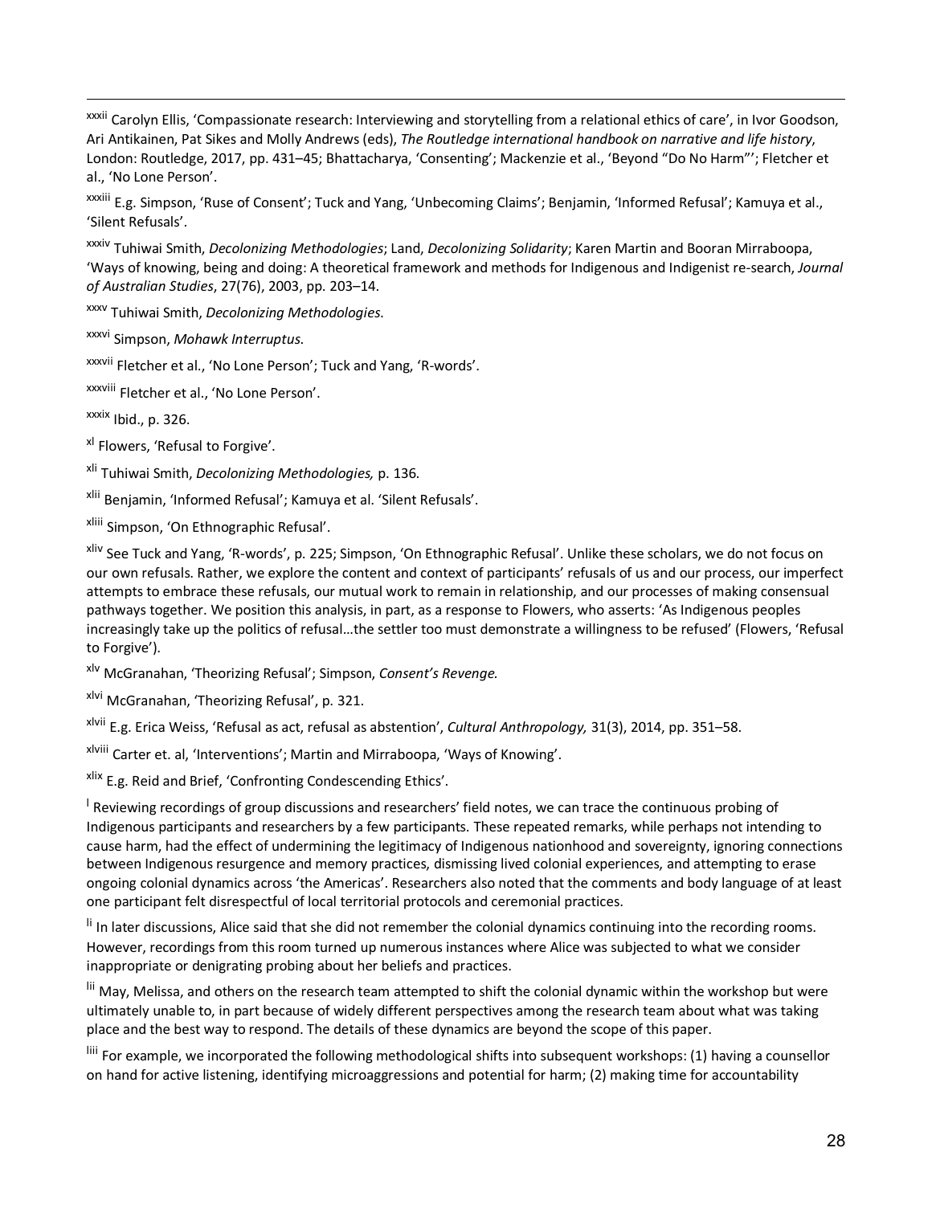[xxxii] Carolyn Ellis, 'Compassionate research: Interviewing and storytelling from a relational ethics of care', in Ivor Goodson, Ari Antikainen, Pat Sikes and Molly Andrews (eds), *The Routledge international handbook on narrative and life history*, London: Routledge, 2017, pp. 431–45; Bhattacharya, 'Consenting'; Mackenzie et al., 'Beyond "Do No Harm"'; Fletcher et al., 'No Lone Person'.

[xxxiii] E.g. Simpson, 'Ruse of Consent'; Tuck and Yang, 'Unbecoming Claims'; Benjamin, 'Informed Refusal'; Kamuya et al., 'Silent Refusals'.

[xxxiv] Tuhiwai Smith, *Decolonizing Methodologies*; Land, *Decolonizing Solidarity*; Karen Martin and Booran Mirraboopa, 'Ways of knowing, being and doing: A theoretical framework and methods for Indigenous and Indigenist re-search, *Journal of Australian Studies*, 27(76), 2003, pp. 203–14.

[xxxv] Tuhiwai Smith, *Decolonizing Methodologies*.

[xxxvi] Simpson, *Mohawk Interruptus*.

[xxxvii] Fletcher et al., 'No Lone Person'; Tuck and Yang, 'R-words'.

[xxxviii] Fletcher et al., 'No Lone Person'.

[xxxix] Ibid., p. 326.

[xl] Flowers, 'Refusal to Forgive'.

[xli] Tuhiwai Smith, *Decolonizing Methodologies,* p. 136.

[xlii] Benjamin, 'Informed Refusal'; Kamuya et al. 'Silent Refusals'.

[xliii] Simpson, 'On Ethnographic Refusal'.

[xliv] See Tuck and Yang, 'R-words', p. 225; Simpson, 'On Ethnographic Refusal'. Unlike these scholars, we do not focus on our own refusals. Rather, we explore the content and context of participants' refusals of us and our process, our imperfect attempts to embrace these refusals, our mutual work to remain in relationship, and our processes of making consensual pathways together. We position this analysis, in part, as a response to Flowers, who asserts: 'As Indigenous peoples increasingly take up the politics of refusal…the settler too must demonstrate a willingness to be refused' (Flowers, 'Refusal to Forgive').

[xlv] McGranahan, 'Theorizing Refusal'; Simpson, *Consent's Revenge*.

[xlvi] McGranahan, 'Theorizing Refusal', p. 321.

[xlvii] E.g. Erica Weiss, 'Refusal as act, refusal as abstention', *Cultural Anthropology,* 31(3), 2014, pp. 351–58.

[xlviii] Carter et. al, 'Interventions'; Martin and Mirraboopa, 'Ways of Knowing'.

[xlix] E.g. Reid and Brief, 'Confronting Condescending Ethics'.

[l] Reviewing recordings of group discussions and researchers' field notes, we can trace the continuous probing of Indigenous participants and researchers by a few participants. These repeated remarks, while perhaps not intending to cause harm, had the effect of undermining the legitimacy of Indigenous nationhood and sovereignty, ignoring connections between Indigenous resurgence and memory practices, dismissing lived colonial experiences, and attempting to erase ongoing colonial dynamics across 'the Americas'. Researchers also noted that the comments and body language of at least one participant felt disrespectful of local territorial protocols and ceremonial practices.

[li] In later discussions, Alice said that she did not remember the colonial dynamics continuing into the recording rooms. However, recordings from this room turned up numerous instances where Alice was subjected to what we consider inappropriate or denigrating probing about her beliefs and practices.

[lii] May, Melissa, and others on the research team attempted to shift the colonial dynamic within the workshop but were ultimately unable to, in part because of widely different perspectives among the research team about what was taking place and the best way to respond. The details of these dynamics are beyond the scope of this paper.

[liii] For example, we incorporated the following methodological shifts into subsequent workshops: (1) having a counsellor on hand for active listening, identifying microaggressions and potential for harm; (2) making time for accountability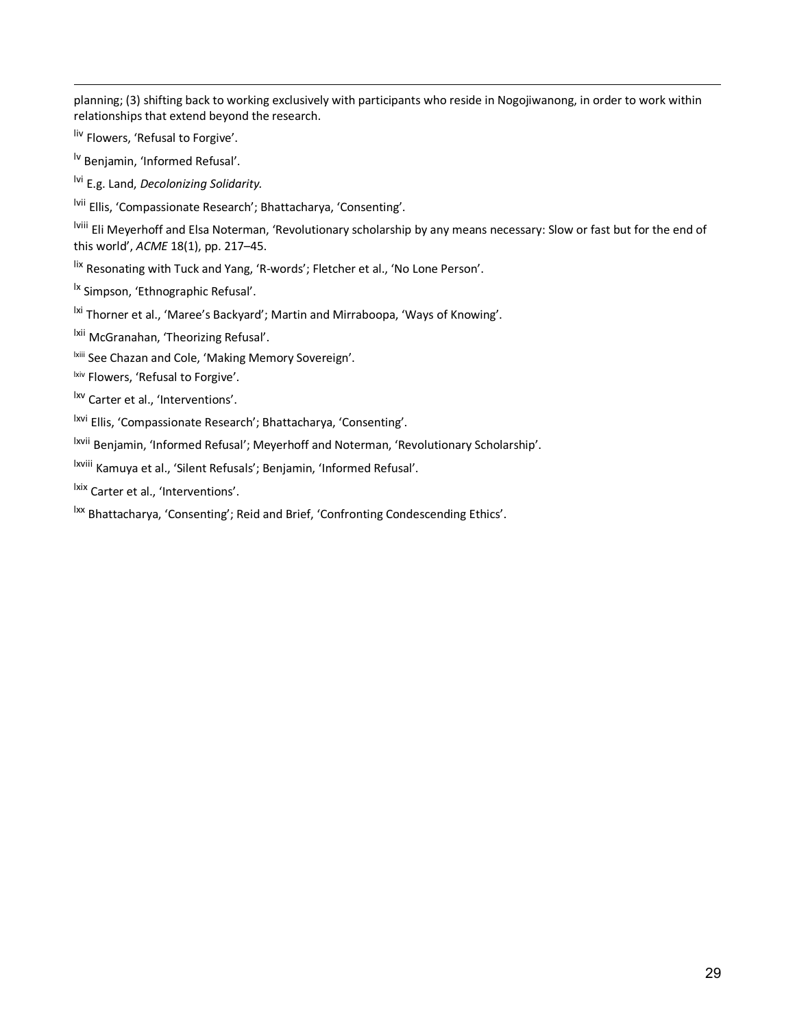planning; (3) shifting back to working exclusively with participants who reside in Nogojiwanong, in order to work within relationships that extend beyond the research.

[liv] Flowers, 'Refusal to Forgive'.

[lv] Benjamin, 'Informed Refusal'.

[lvi] E.g. Land, *Decolonizing Solidarity.*

[lvii] Ellis, 'Compassionate Research'; Bhattacharya, 'Consenting'.

[lviii] Eli Meyerhoff and Elsa Noterman, 'Revolutionary scholarship by any means necessary: Slow or fast but for the end of this world', *ACME* 18(1), pp. 217–45.

[lix] Resonating with Tuck and Yang, 'R-words'; Fletcher et al., 'No Lone Person'.

[lx] Simpson, 'Ethnographic Refusal'.

[lxi] Thorner et al., 'Maree's Backyard'; Martin and Mirraboopa, 'Ways of Knowing'.

[lxii] McGranahan, 'Theorizing Refusal'.

[lxiii] See Chazan and Cole, 'Making Memory Sovereign'.

[lxiv] Flowers, 'Refusal to Forgive'.

[lxv] Carter et al., 'Interventions'.

[lxvi] Ellis, 'Compassionate Research'; Bhattacharya, 'Consenting'.

[lxvii] Benjamin, 'Informed Refusal'; Meyerhoff and Noterman, 'Revolutionary Scholarship'.

[lxviii] Kamuya et al., 'Silent Refusals'; Benjamin, 'Informed Refusal'.

[lxix] Carter et al., 'Interventions'.

[lxx] Bhattacharya, 'Consenting'; Reid and Brief, 'Confronting Condescending Ethics'.